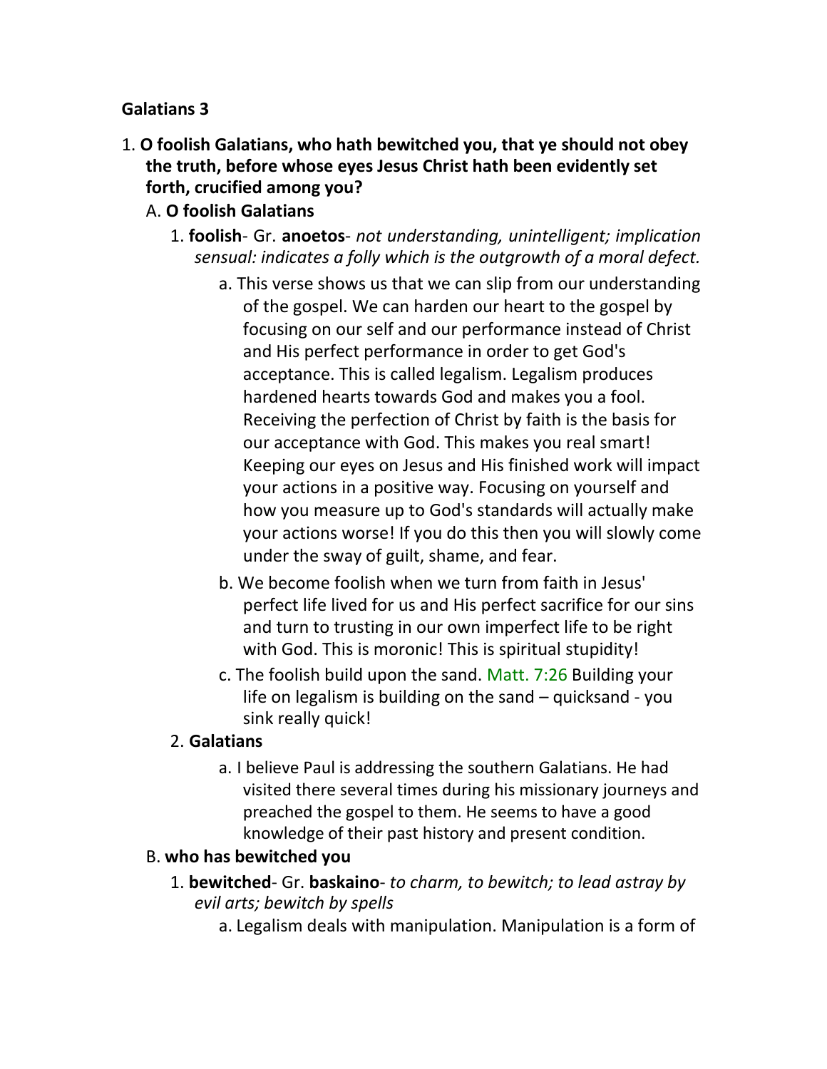**Galatians 3**

1. **O foolish Galatians, who hath bewitched you, that ye should not obey the truth, before whose eyes Jesus Christ hath been evidently set forth, crucified among you?**
   A. **O foolish Galatians**
      1. **foolish**- Gr. **anoetos**- *not understanding, unintelligent; implication sensual: indicates a folly which is the outgrowth of a moral defect.*
         a. This verse shows us that we can slip from our understanding of the gospel. We can harden our heart to the gospel by focusing on our self and our performance instead of Christ and His perfect performance in order to get God's acceptance. This is called legalism. Legalism produces hardened hearts towards God and makes you a fool. Receiving the perfection of Christ by faith is the basis for our acceptance with God. This makes you real smart! Keeping our eyes on Jesus and His finished work will impact your actions in a positive way. Focusing on yourself and how you measure up to God's standards will actually make your actions worse! If you do this then you will slowly come under the sway of guilt, shame, and fear.
         b. We become foolish when we turn from faith in Jesus' perfect life lived for us and His perfect sacrifice for our sins and turn to trusting in our own imperfect life to be right with God. This is moronic! This is spiritual stupidity!
         c. The foolish build upon the sand. Matt. 7:26 Building your life on legalism is building on the sand – quicksand - you sink really quick!
      2. **Galatians**
         a. I believe Paul is addressing the southern Galatians. He had visited there several times during his missionary journeys and preached the gospel to them. He seems to have a good knowledge of their past history and present condition.
   B. **who has bewitched you**
      1. **bewitched**- Gr. **baskaino**- *to charm, to bewitch; to lead astray by evil arts; bewitch by spells*
         a. Legalism deals with manipulation. Manipulation is a form of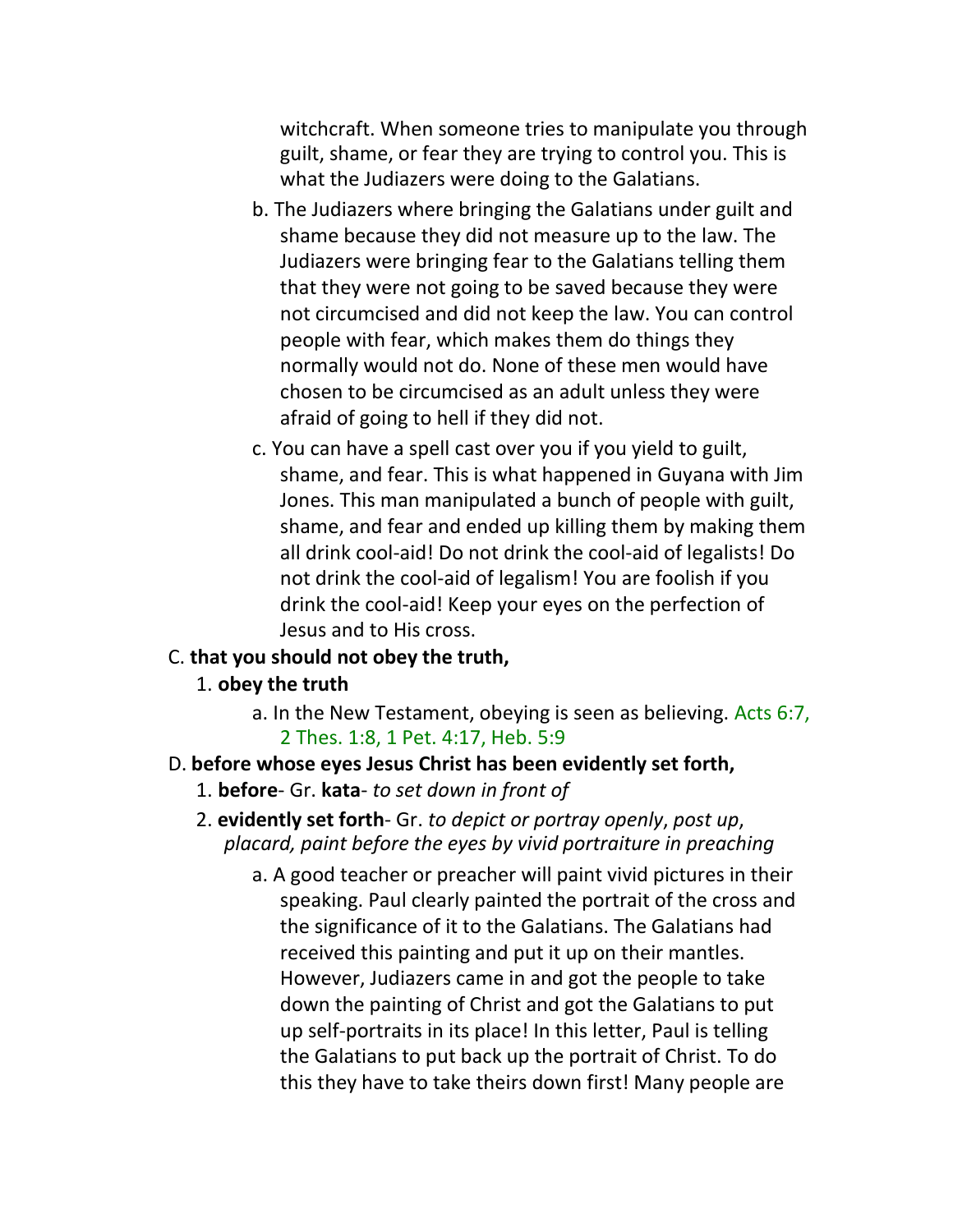witchcraft. When someone tries to manipulate you through guilt, shame, or fear they are trying to control you. This is what the Judiazers were doing to the Galatians.

b. The Judiazers where bringing the Galatians under guilt and shame because they did not measure up to the law. The Judiazers were bringing fear to the Galatians telling them that they were not going to be saved because they were not circumcised and did not keep the law. You can control people with fear, which makes them do things they normally would not do. None of these men would have chosen to be circumcised as an adult unless they were afraid of going to hell if they did not.

c. You can have a spell cast over you if you yield to guilt, shame, and fear. This is what happened in Guyana with Jim Jones. This man manipulated a bunch of people with guilt, shame, and fear and ended up killing them by making them all drink cool-aid! Do not drink the cool-aid of legalists! Do not drink the cool-aid of legalism! You are foolish if you drink the cool-aid! Keep your eyes on the perfection of Jesus and to His cross.

C. **that you should not obey the truth,**

1. **obey the truth**

a. In the New Testament, obeying is seen as believing. Acts 6:7, 2 Thes. 1:8, 1 Pet. 4:17, Heb. 5:9

D. **before whose eyes Jesus Christ has been evidently set forth,**

1. **before**- Gr. **kata**- *to set down in front of*

2. **evidently set forth**- Gr. *to depict or portray openly*, *post up*, *placard, paint before the eyes by vivid portraiture in preaching*

a. A good teacher or preacher will paint vivid pictures in their speaking. Paul clearly painted the portrait of the cross and the significance of it to the Galatians. The Galatians had received this painting and put it up on their mantles. However, Judiazers came in and got the people to take down the painting of Christ and got the Galatians to put up self-portraits in its place! In this letter, Paul is telling the Galatians to put back up the portrait of Christ. To do this they have to take theirs down first! Many people are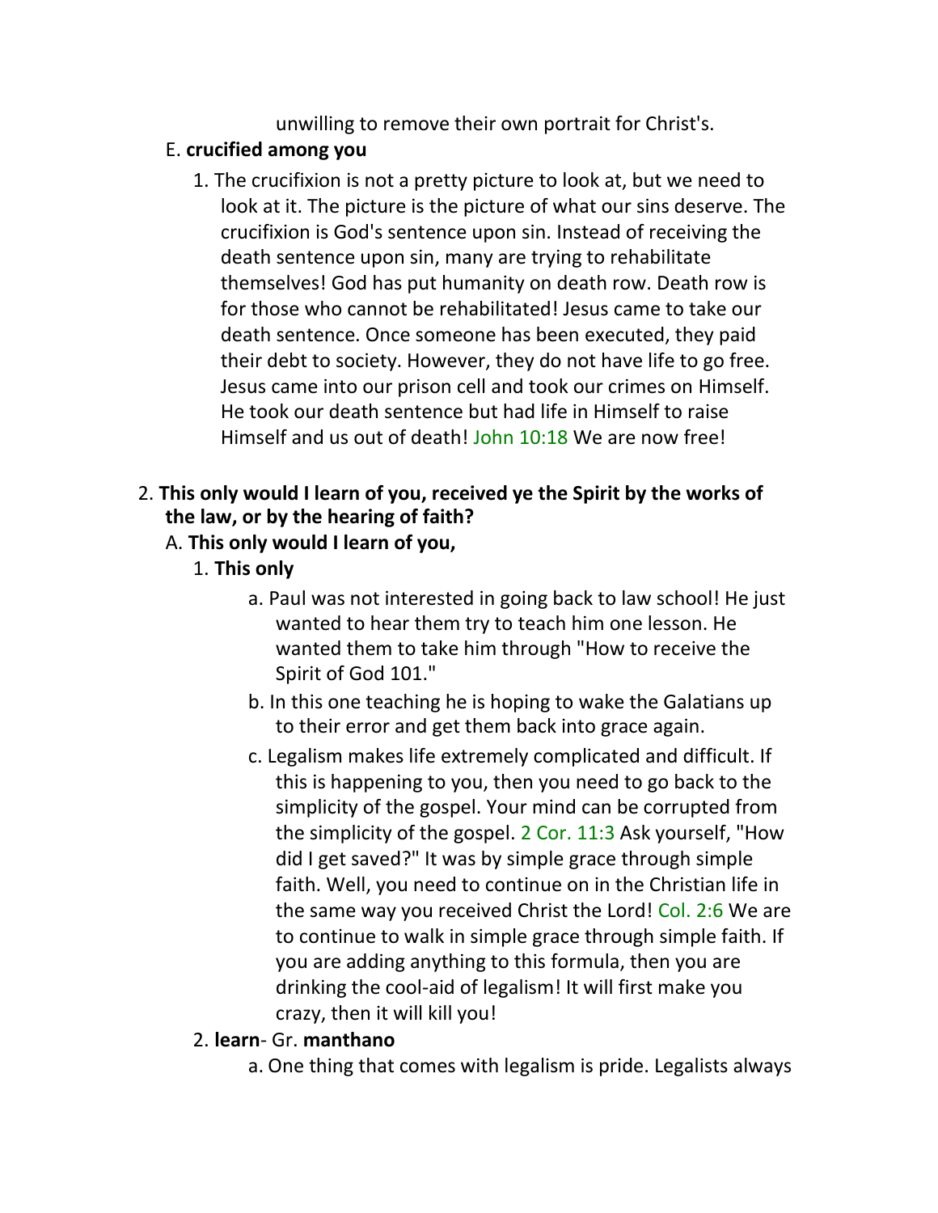unwilling to remove their own portrait for Christ's.

E. **crucified among you**

1. The crucifixion is not a pretty picture to look at, but we need to look at it. The picture is the picture of what our sins deserve. The crucifixion is God's sentence upon sin. Instead of receiving the death sentence upon sin, many are trying to rehabilitate themselves! God has put humanity on death row. Death row is for those who cannot be rehabilitated! Jesus came to take our death sentence. Once someone has been executed, they paid their debt to society. However, they do not have life to go free. Jesus came into our prison cell and took our crimes on Himself. He took our death sentence but had life in Himself to raise Himself and us out of death! John 10:18 We are now free!

2. **This only would I learn of you, received ye the Spirit by the works of the law, or by the hearing of faith?**

A. **This only would I learn of you,**

1. **This only**

a. Paul was not interested in going back to law school! He just wanted to hear them try to teach him one lesson. He wanted them to take him through "How to receive the Spirit of God 101."

b. In this one teaching he is hoping to wake the Galatians up to their error and get them back into grace again.

c. Legalism makes life extremely complicated and difficult. If this is happening to you, then you need to go back to the simplicity of the gospel. Your mind can be corrupted from the simplicity of the gospel. 2 Cor. 11:3 Ask yourself, "How did I get saved?" It was by simple grace through simple faith. Well, you need to continue on in the Christian life in the same way you received Christ the Lord! Col. 2:6 We are to continue to walk in simple grace through simple faith. If you are adding anything to this formula, then you are drinking the cool-aid of legalism! It will first make you crazy, then it will kill you!

2. **learn**- Gr. **manthano**

a. One thing that comes with legalism is pride. Legalists always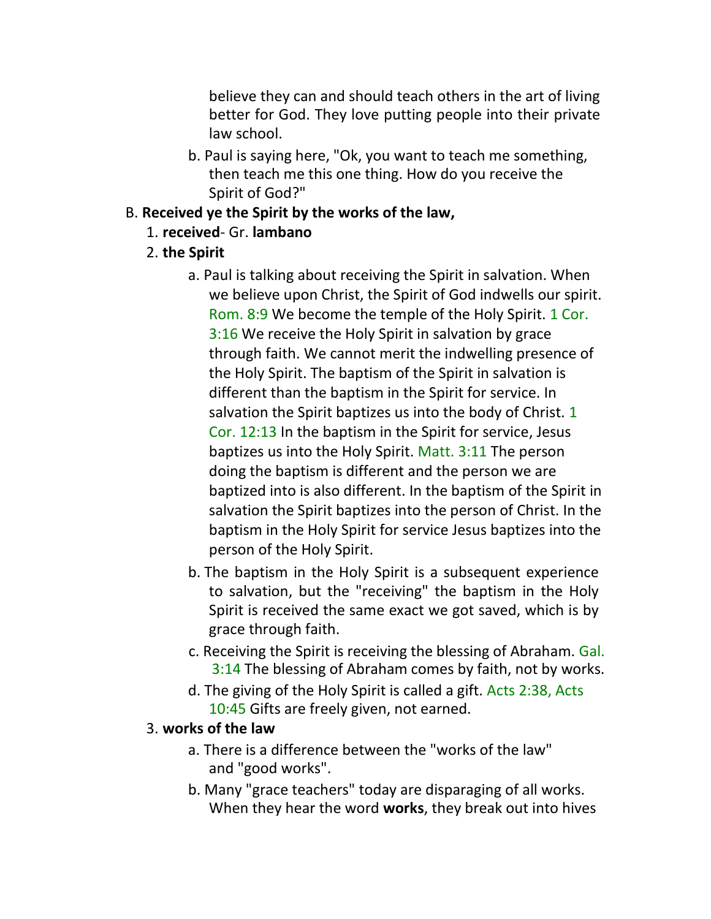believe they can and should teach others in the art of living better for God. They love putting people into their private law school.

b. Paul is saying here, "Ok, you want to teach me something, then teach me this one thing. How do you receive the Spirit of God?"

B. **Received ye the Spirit by the works of the law,**

1. **received**- Gr. **lambano**

2. **the Spirit**

a. Paul is talking about receiving the Spirit in salvation. When we believe upon Christ, the Spirit of God indwells our spirit. Rom. 8:9 We become the temple of the Holy Spirit. 1 Cor. 3:16 We receive the Holy Spirit in salvation by grace through faith. We cannot merit the indwelling presence of the Holy Spirit. The baptism of the Spirit in salvation is different than the baptism in the Spirit for service. In salvation the Spirit baptizes us into the body of Christ. 1 Cor. 12:13 In the baptism in the Spirit for service, Jesus baptizes us into the Holy Spirit. Matt. 3:11 The person doing the baptism is different and the person we are baptized into is also different. In the baptism of the Spirit in salvation the Spirit baptizes into the person of Christ. In the baptism in the Holy Spirit for service Jesus baptizes into the person of the Holy Spirit.

b. The baptism in the Holy Spirit is a subsequent experience to salvation, but the "receiving" the baptism in the Holy Spirit is received the same exact we got saved, which is by grace through faith.

c. Receiving the Spirit is receiving the blessing of Abraham. Gal. 3:14 The blessing of Abraham comes by faith, not by works.

d. The giving of the Holy Spirit is called a gift. Acts 2:38, Acts 10:45 Gifts are freely given, not earned.

3. **works of the law**

a. There is a difference between the "works of the law" and "good works".

b. Many "grace teachers" today are disparaging of all works. When they hear the word **works**, they break out into hives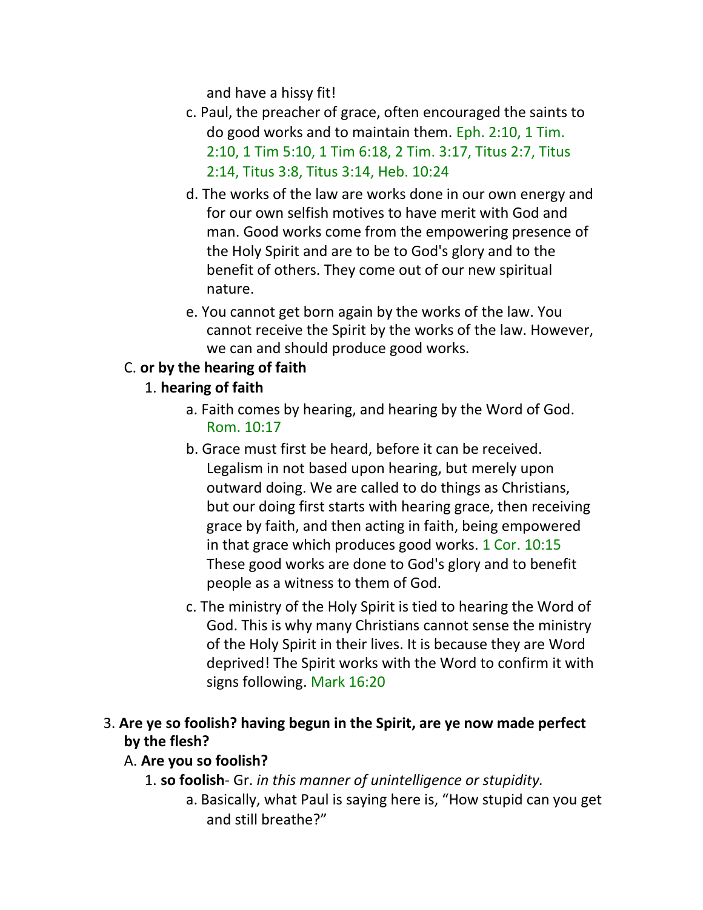and have a hissy fit!

c. Paul, the preacher of grace, often encouraged the saints to do good works and to maintain them. Eph. 2:10, 1 Tim. 2:10, 1 Tim 5:10, 1 Tim 6:18, 2 Tim. 3:17, Titus 2:7, Titus 2:14, Titus 3:8, Titus 3:14, Heb. 10:24

d. The works of the law are works done in our own energy and for our own selfish motives to have merit with God and man. Good works come from the empowering presence of the Holy Spirit and are to be to God's glory and to the benefit of others. They come out of our new spiritual nature.

e. You cannot get born again by the works of the law. You cannot receive the Spirit by the works of the law. However, we can and should produce good works.

C. **or by the hearing of faith**

1. **hearing of faith**

a. Faith comes by hearing, and hearing by the Word of God. Rom. 10:17

b. Grace must first be heard, before it can be received. Legalism in not based upon hearing, but merely upon outward doing. We are called to do things as Christians, but our doing first starts with hearing grace, then receiving grace by faith, and then acting in faith, being empowered in that grace which produces good works. 1 Cor. 10:15 These good works are done to God's glory and to benefit people as a witness to them of God.

c. The ministry of the Holy Spirit is tied to hearing the Word of God. This is why many Christians cannot sense the ministry of the Holy Spirit in their lives. It is because they are Word deprived! The Spirit works with the Word to confirm it with signs following. Mark 16:20

3. **Are ye so foolish? having begun in the Spirit, are ye now made perfect by the flesh?**

A. **Are you so foolish?**

1. **so foolish**- Gr. *in this manner of unintelligence or stupidity.*

a. Basically, what Paul is saying here is, “How stupid can you get and still breathe?”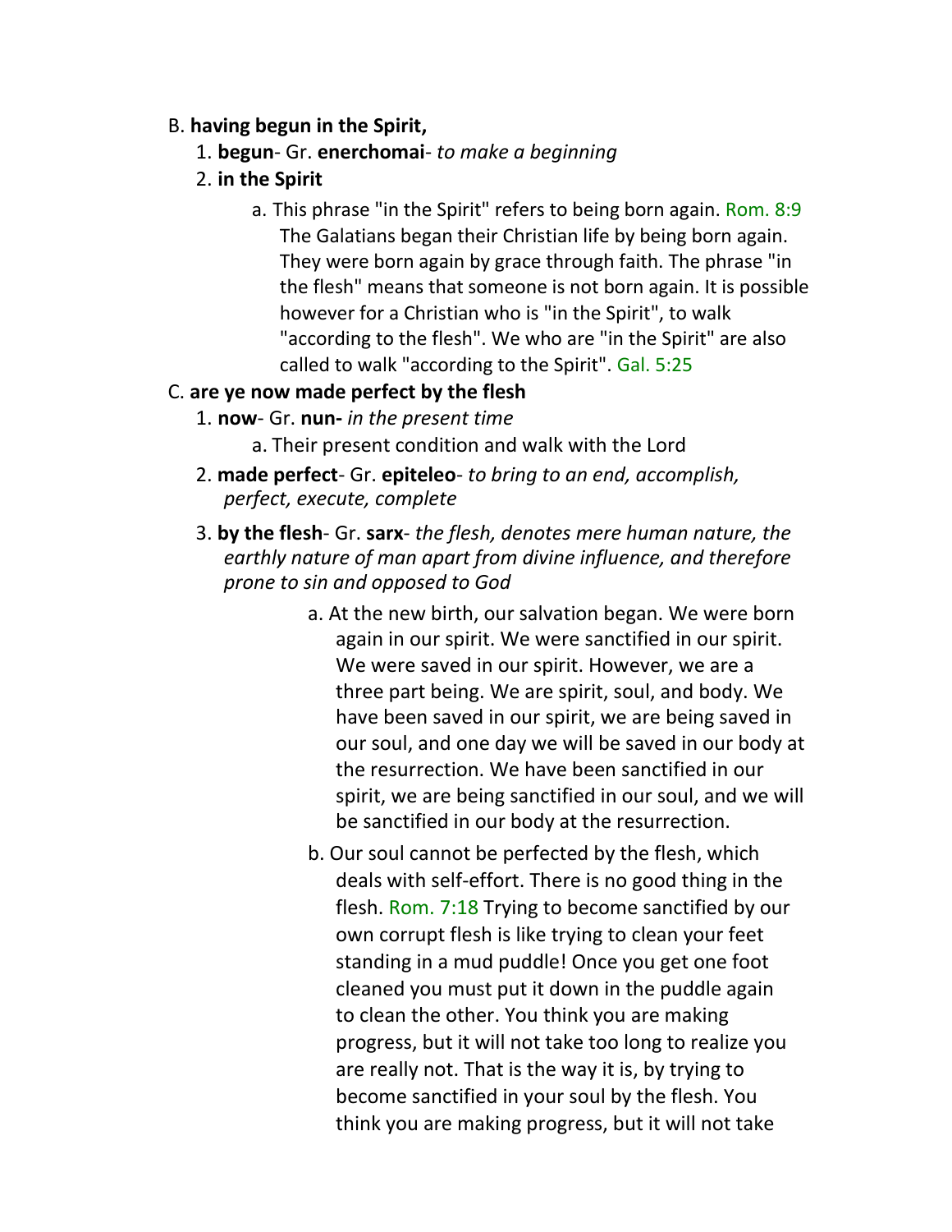B. **having begun in the Spirit,**

1. **begun**- Gr. **enerchomai**- *to make a beginning*
2. **in the Spirit**
    a. This phrase "in the Spirit" refers to being born again. Rom. 8:9 The Galatians began their Christian life by being born again. They were born again by grace through faith. The phrase "in the flesh" means that someone is not born again. It is possible however for a Christian who is "in the Spirit", to walk "according to the flesh". We who are "in the Spirit" are also called to walk "according to the Spirit". Gal. 5:25

C. **are ye now made perfect by the flesh**

1. **now**- Gr. **nun-** *in the present time*
    a. Their present condition and walk with the Lord
2. **made perfect**- Gr. **epiteleo**- *to bring to an end, accomplish, perfect, execute, complete*
3. **by the flesh**- Gr. **sarx**- *the flesh, denotes mere human nature, the earthly nature of man apart from divine influence, and therefore prone to sin and opposed to God*
    a. At the new birth, our salvation began. We were born again in our spirit. We were sanctified in our spirit. We were saved in our spirit. However, we are a three part being. We are spirit, soul, and body. We have been saved in our spirit, we are being saved in our soul, and one day we will be saved in our body at the resurrection. We have been sanctified in our spirit, we are being sanctified in our soul, and we will be sanctified in our body at the resurrection.
    b. Our soul cannot be perfected by the flesh, which deals with self-effort. There is no good thing in the flesh. Rom. 7:18 Trying to become sanctified by our own corrupt flesh is like trying to clean your feet standing in a mud puddle! Once you get one foot cleaned you must put it down in the puddle again to clean the other. You think you are making progress, but it will not take too long to realize you are really not. That is the way it is, by trying to become sanctified in your soul by the flesh. You think you are making progress, but it will not take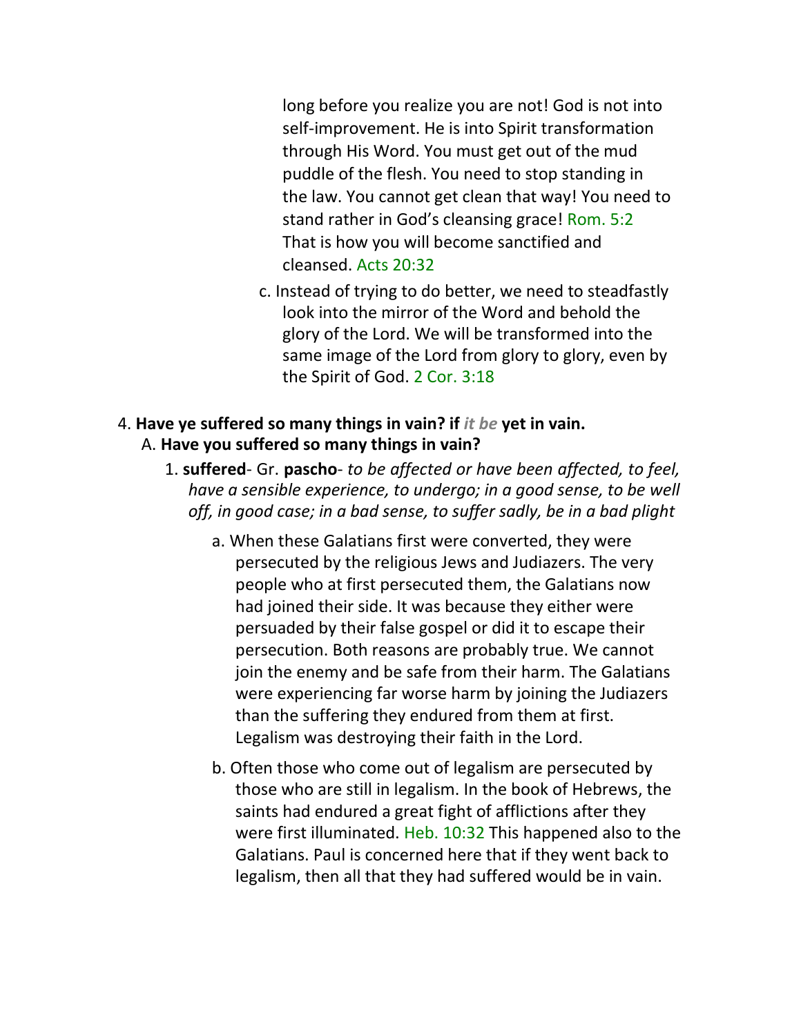long before you realize you are not! God is not into self-improvement. He is into Spirit transformation through His Word. You must get out of the mud puddle of the flesh. You need to stop standing in the law. You cannot get clean that way! You need to stand rather in God's cleansing grace! Rom. 5:2 That is how you will become sanctified and cleansed. Acts 20:32

c. Instead of trying to do better, we need to steadfastly look into the mirror of the Word and behold the glory of the Lord. We will be transformed into the same image of the Lord from glory to glory, even by the Spirit of God. 2 Cor. 3:18

4. **Have ye suffered so many things in vain? if *it be* yet in vain.**

A. **Have you suffered so many things in vain?**

1. **suffered**- Gr. **pascho**- *to be affected or have been affected, to feel, have a sensible experience, to undergo; in a good sense, to be well off, in good case; in a bad sense, to suffer sadly, be in a bad plight*

a. When these Galatians first were converted, they were persecuted by the religious Jews and Judiazers. The very people who at first persecuted them, the Galatians now had joined their side. It was because they either were persuaded by their false gospel or did it to escape their persecution. Both reasons are probably true. We cannot join the enemy and be safe from their harm. The Galatians were experiencing far worse harm by joining the Judiazers than the suffering they endured from them at first. Legalism was destroying their faith in the Lord.

b. Often those who come out of legalism are persecuted by those who are still in legalism. In the book of Hebrews, the saints had endured a great fight of afflictions after they were first illuminated. Heb. 10:32 This happened also to the Galatians. Paul is concerned here that if they went back to legalism, then all that they had suffered would be in vain.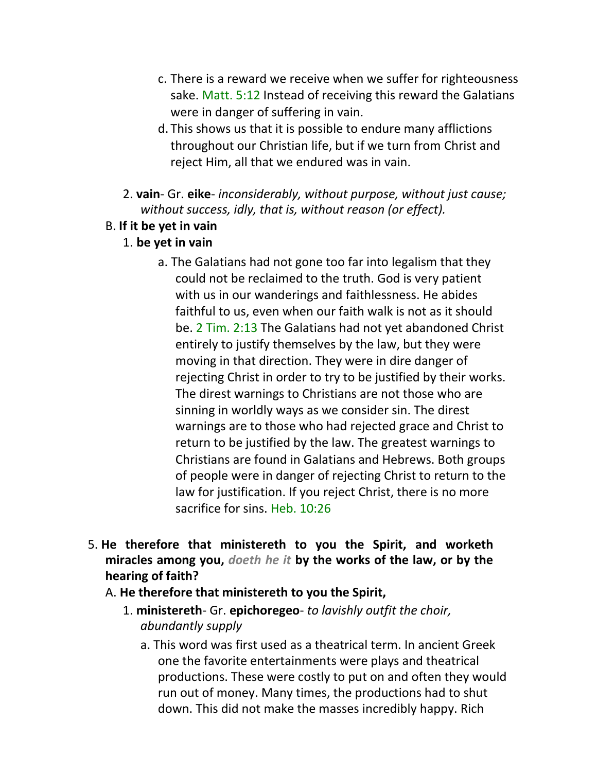c. There is a reward we receive when we suffer for righteousness sake. Matt. 5:12 Instead of receiving this reward the Galatians were in danger of suffering in vain.

d. This shows us that it is possible to endure many afflictions throughout our Christian life, but if we turn from Christ and reject Him, all that we endured was in vain.

2. **vain**- Gr. **eike**- *inconsiderably, without purpose, without just cause; without success, idly, that is, without reason (or effect).*

B. **If it be yet in vain**

1. **be yet in vain**

a. The Galatians had not gone too far into legalism that they could not be reclaimed to the truth. God is very patient with us in our wanderings and faithlessness. He abides faithful to us, even when our faith walk is not as it should be. 2 Tim. 2:13 The Galatians had not yet abandoned Christ entirely to justify themselves by the law, but they were moving in that direction. They were in dire danger of rejecting Christ in order to try to be justified by their works. The direst warnings to Christians are not those who are sinning in worldly ways as we consider sin. The direst warnings are to those who had rejected grace and Christ to return to be justified by the law. The greatest warnings to Christians are found in Galatians and Hebrews. Both groups of people were in danger of rejecting Christ to return to the law for justification. If you reject Christ, there is no more sacrifice for sins. Heb. 10:26

5. **He therefore that ministereth to you the Spirit, and worketh miracles among you, *doeth he it* by the works of the law, or by the hearing of faith?**

A. **He therefore that ministereth to you the Spirit,**

1. **ministereth**- Gr. **epichoregeo**- *to lavishly outfit the choir, abundantly supply*

a. This word was first used as a theatrical term. In ancient Greek one the favorite entertainments were plays and theatrical productions. These were costly to put on and often they would run out of money. Many times, the productions had to shut down. This did not make the masses incredibly happy. Rich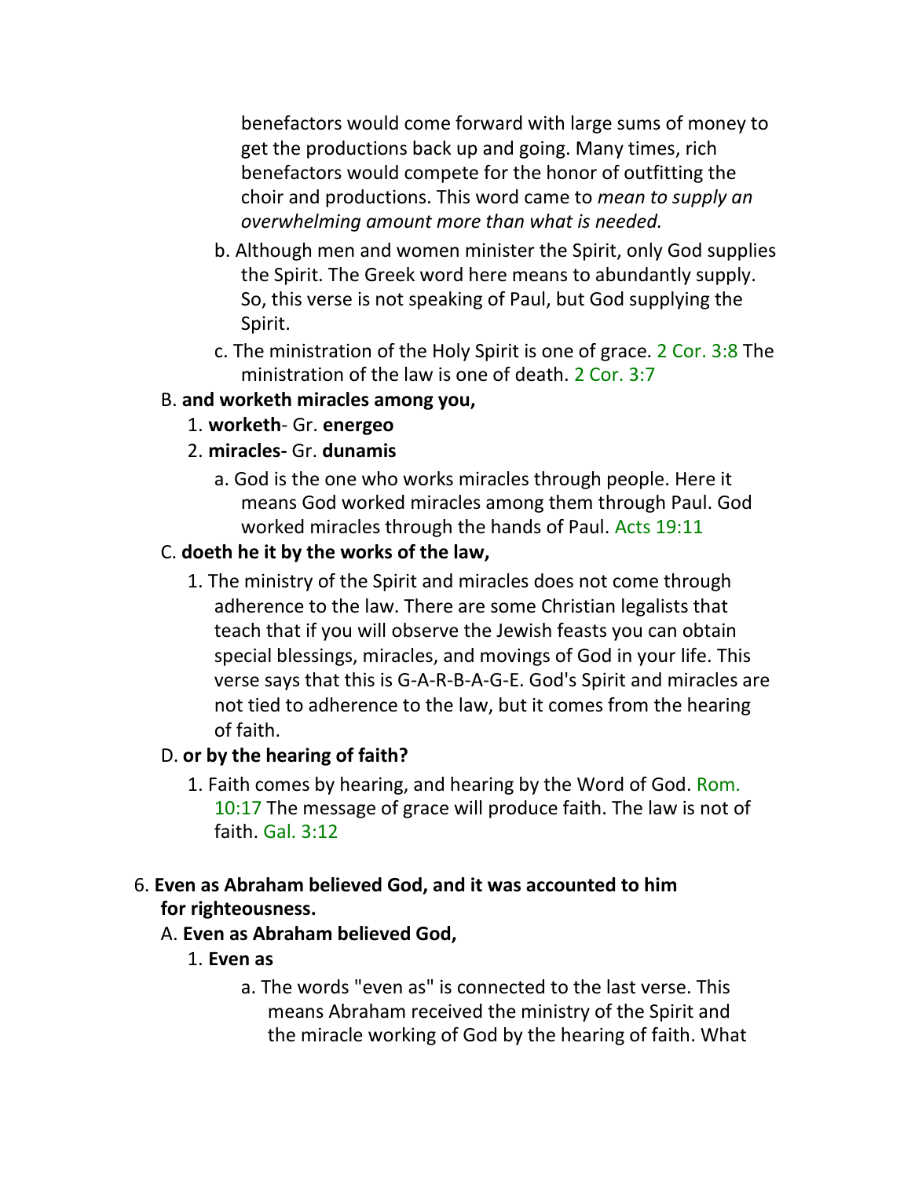benefactors would come forward with large sums of money to get the productions back up and going. Many times, rich benefactors would compete for the honor of outfitting the choir and productions. This word came to *mean to supply an overwhelming amount more than what is needed.*

b. Although men and women minister the Spirit, only God supplies the Spirit. The Greek word here means to abundantly supply. So, this verse is not speaking of Paul, but God supplying the Spirit.

c. The ministration of the Holy Spirit is one of grace. 2 Cor. 3:8 The ministration of the law is one of death. 2 Cor. 3:7

B. **and worketh miracles among you,**

1. **worketh**- Gr. **energeo**

2. **miracles-** Gr. **dunamis**

a. God is the one who works miracles through people. Here it means God worked miracles among them through Paul. God worked miracles through the hands of Paul. Acts 19:11

C. **doeth he it by the works of the law,**

1. The ministry of the Spirit and miracles does not come through adherence to the law. There are some Christian legalists that teach that if you will observe the Jewish feasts you can obtain special blessings, miracles, and movings of God in your life. This verse says that this is G-A-R-B-A-G-E. God's Spirit and miracles are not tied to adherence to the law, but it comes from the hearing of faith.

D. **or by the hearing of faith?**

1. Faith comes by hearing, and hearing by the Word of God. Rom. 10:17 The message of grace will produce faith. The law is not of faith. Gal. 3:12

6. **Even as Abraham believed God, and it was accounted to him for righteousness.**

A. **Even as Abraham believed God,**

1. **Even as**

a. The words "even as" is connected to the last verse. This means Abraham received the ministry of the Spirit and the miracle working of God by the hearing of faith. What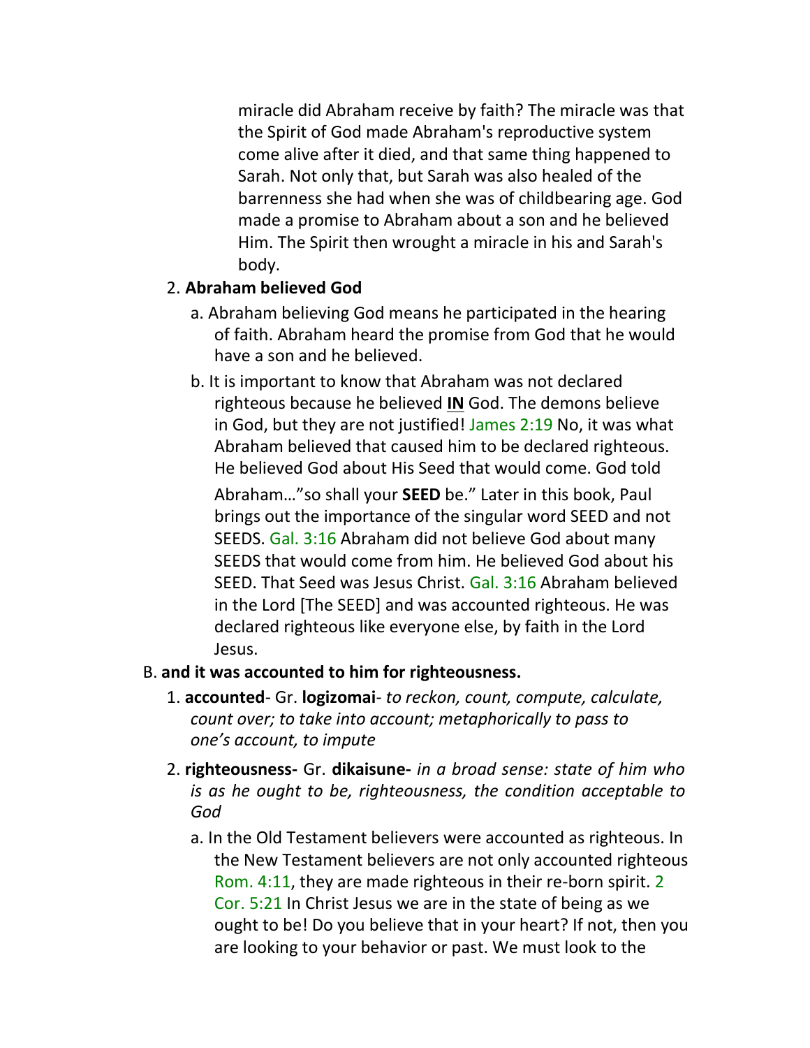miracle did Abraham receive by faith? The miracle was that the Spirit of God made Abraham's reproductive system come alive after it died, and that same thing happened to Sarah. Not only that, but Sarah was also healed of the barrenness she had when she was of childbearing age. God made a promise to Abraham about a son and he believed Him. The Spirit then wrought a miracle in his and Sarah's body.

2. **Abraham believed God**
   - a. Abraham believing God means he participated in the hearing of faith. Abraham heard the promise from God that he would have a son and he believed.
   - b. It is important to know that Abraham was not declared righteous because he believed **IN** God. The demons believe in God, but they are not justified! James 2:19 No, it was what Abraham believed that caused him to be declared righteous. He believed God about His Seed that would come. God told Abraham…"so shall your **SEED** be." Later in this book, Paul brings out the importance of the singular word SEED and not SEEDS. Gal. 3:16 Abraham did not believe God about many SEEDS that would come from him. He believed God about his SEED. That Seed was Jesus Christ. Gal. 3:16 Abraham believed in the Lord [The SEED] and was accounted righteous. He was declared righteous like everyone else, by faith in the Lord Jesus.

B. **and it was accounted to him for righteousness.**

1. **accounted**- Gr. **logizomai**- *to reckon, count, compute, calculate, count over; to take into account; metaphorically to pass to one's account, to impute*
2. **righteousness-** Gr. **dikaisune-** *in a broad sense: state of him who is as he ought to be, righteousness, the condition acceptable to God*
   - a. In the Old Testament believers were accounted as righteous. In the New Testament believers are not only accounted righteous Rom. 4:11, they are made righteous in their re-born spirit. 2 Cor. 5:21 In Christ Jesus we are in the state of being as we ought to be! Do you believe that in your heart? If not, then you are looking to your behavior or past. We must look to the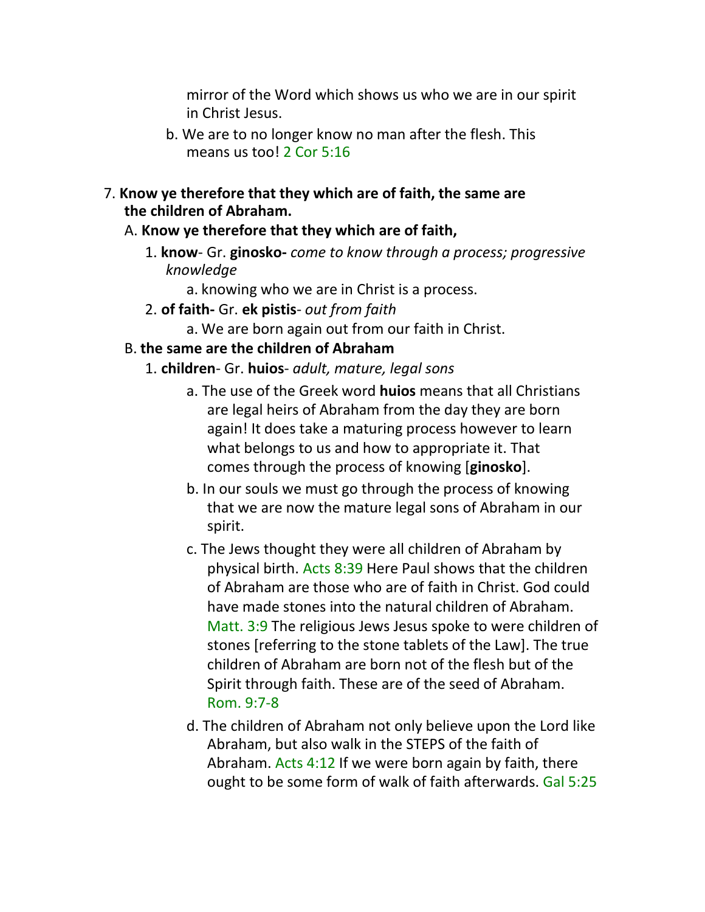mirror of the Word which shows us who we are in our spirit in Christ Jesus.

b. We are to no longer know no man after the flesh. This means us too! 2 Cor 5:16

7. **Know ye therefore that they which are of faith, the same are the children of Abraham.**

A. **Know ye therefore that they which are of faith,**

1. **know**- Gr. **ginosko-** *come to know through a process; progressive knowledge*

a. knowing who we are in Christ is a process.

2. **of faith-** Gr. **ek pistis**- *out from faith*

a. We are born again out from our faith in Christ.

B. **the same are the children of Abraham**

1. **children**- Gr. **huios**- *adult, mature, legal sons*

a. The use of the Greek word **huios** means that all Christians are legal heirs of Abraham from the day they are born again! It does take a maturing process however to learn what belongs to us and how to appropriate it. That comes through the process of knowing [**ginosko**].

b. In our souls we must go through the process of knowing that we are now the mature legal sons of Abraham in our spirit.

c. The Jews thought they were all children of Abraham by physical birth. Acts 8:39 Here Paul shows that the children of Abraham are those who are of faith in Christ. God could have made stones into the natural children of Abraham. Matt. 3:9 The religious Jews Jesus spoke to were children of stones [referring to the stone tablets of the Law]. The true children of Abraham are born not of the flesh but of the Spirit through faith. These are of the seed of Abraham. Rom. 9:7-8

d. The children of Abraham not only believe upon the Lord like Abraham, but also walk in the STEPS of the faith of Abraham. Acts 4:12 If we were born again by faith, there ought to be some form of walk of faith afterwards. Gal 5:25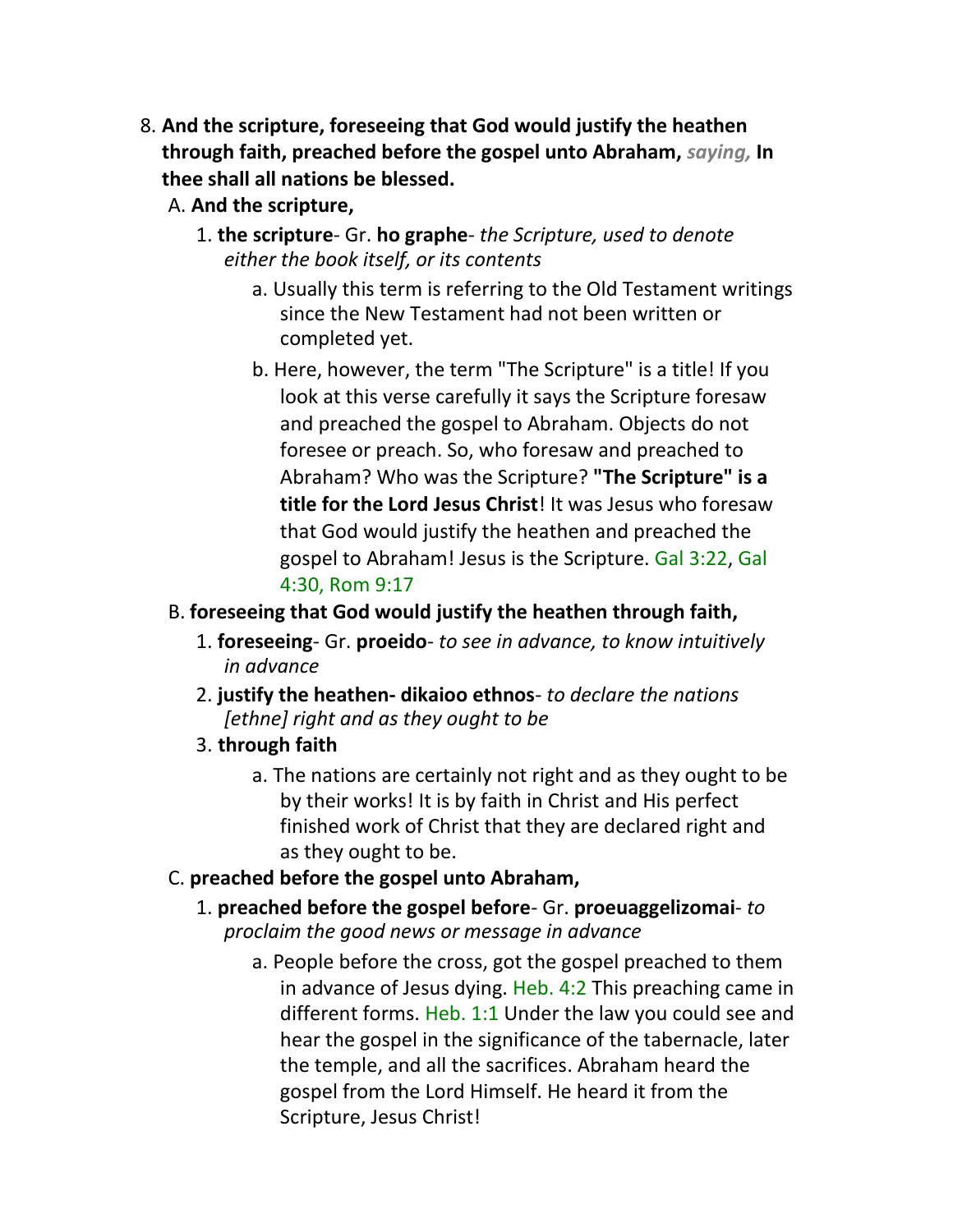8. **And the scripture, foreseeing that God would justify the heathen through faith, preached before the gospel unto Abraham,** ***saying,*** **In thee shall all nations be blessed.**

   A. **And the scripture,**

      1. **the scripture**- Gr. **ho graphe**- *the Scripture, used to denote either the book itself, or its contents*

         a. Usually this term is referring to the Old Testament writings since the New Testament had not been written or completed yet.

         b. Here, however, the term "The Scripture" is a title! If you look at this verse carefully it says the Scripture foresaw and preached the gospel to Abraham. Objects do not foresee or preach. So, who foresaw and preached to Abraham? Who was the Scripture? **"The Scripture" is a title for the Lord Jesus Christ**! It was Jesus who foresaw that God would justify the heathen and preached the gospel to Abraham! Jesus is the Scripture. Gal 3:22, Gal 4:30, Rom 9:17

   B. **foreseeing that God would justify the heathen through faith,**

      1. **foreseeing**- Gr. **proeido**- *to see in advance, to know intuitively in advance*

      2. **justify the heathen- dikaioo ethnos**- *to declare the nations [ethne] right and as they ought to be*

      3. **through faith**

         a. The nations are certainly not right and as they ought to be by their works! It is by faith in Christ and His perfect finished work of Christ that they are declared right and as they ought to be.

   C. **preached before the gospel unto Abraham,**

      1. **preached before the gospel before**- Gr. **proeuaggelizomai**- *to proclaim the good news or message in advance*

         a. People before the cross, got the gospel preached to them in advance of Jesus dying. Heb. 4:2 This preaching came in different forms. Heb. 1:1 Under the law you could see and hear the gospel in the significance of the tabernacle, later the temple, and all the sacrifices. Abraham heard the gospel from the Lord Himself. He heard it from the Scripture, Jesus Christ!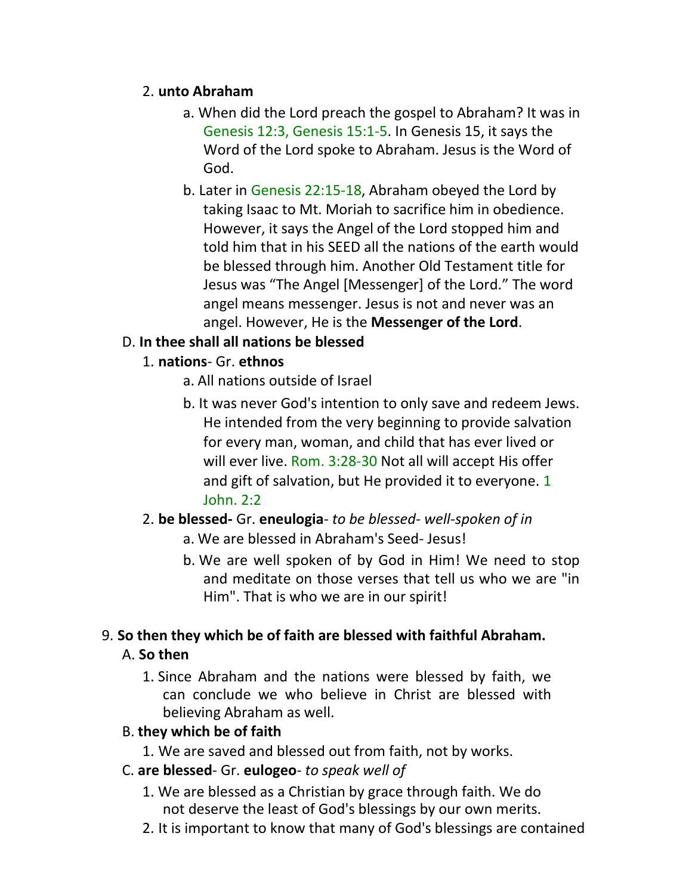2. **unto Abraham**

    a. When did the Lord preach the gospel to Abraham? It was in Genesis 12:3, Genesis 15:1-5. In Genesis 15, it says the Word of the Lord spoke to Abraham. Jesus is the Word of God.

    b. Later in Genesis 22:15-18, Abraham obeyed the Lord by taking Isaac to Mt. Moriah to sacrifice him in obedience. However, it says the Angel of the Lord stopped him and told him that in his SEED all the nations of the earth would be blessed through him. Another Old Testament title for Jesus was "The Angel [Messenger] of the Lord." The word angel means messenger. Jesus is not and never was an angel. However, He is the **Messenger of the Lord**.

D. **In thee shall all nations be blessed**

1. **nations**- Gr. **ethnos**

    a. All nations outside of Israel

    b. It was never God's intention to only save and redeem Jews. He intended from the very beginning to provide salvation for every man, woman, and child that has ever lived or will ever live. Rom. 3:28-30 Not all will accept His offer and gift of salvation, but He provided it to everyone. 1 John. 2:2

2. **be blessed-** Gr. **eneulogia**- *to be blessed- well-spoken of in*

    a. We are blessed in Abraham's Seed- Jesus!

    b. We are well spoken of by God in Him! We need to stop and meditate on those verses that tell us who we are "in Him". That is who we are in our spirit!

9. **So then they which be of faith are blessed with faithful Abraham.**

A. **So then**

1. Since Abraham and the nations were blessed by faith, we can conclude we who believe in Christ are blessed with believing Abraham as well.

B. **they which be of faith**

1. We are saved and blessed out from faith, not by works.

C. **are blessed**- Gr. **eulogeo**- *to speak well of*

1. We are blessed as a Christian by grace through faith. We do not deserve the least of God's blessings by our own merits.
2. It is important to know that many of God's blessings are contained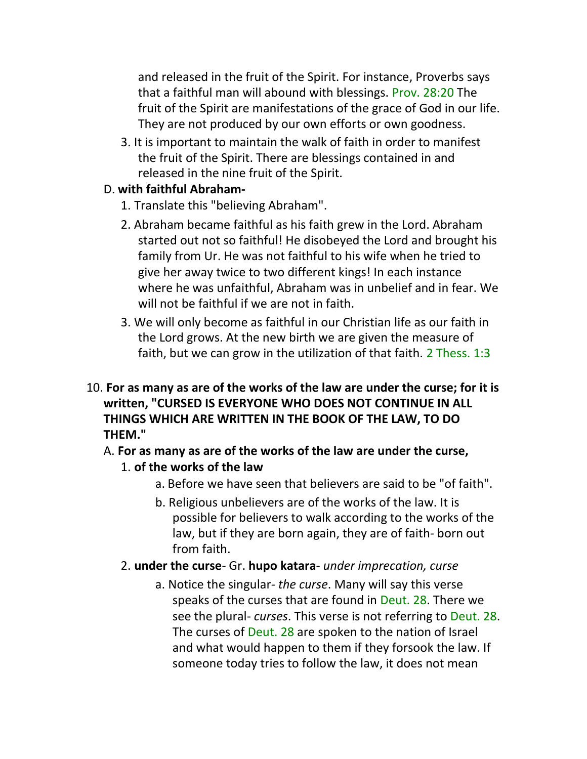and released in the fruit of the Spirit. For instance, Proverbs says that a faithful man will abound with blessings. Prov. 28:20 The fruit of the Spirit are manifestations of the grace of God in our life. They are not produced by our own efforts or own goodness.

3. It is important to maintain the walk of faith in order to manifest the fruit of the Spirit. There are blessings contained in and released in the nine fruit of the Spirit.

D. **with faithful Abraham-**

1. Translate this "believing Abraham".
2. Abraham became faithful as his faith grew in the Lord. Abraham started out not so faithful! He disobeyed the Lord and brought his family from Ur. He was not faithful to his wife when he tried to give her away twice to two different kings! In each instance where he was unfaithful, Abraham was in unbelief and in fear. We will not be faithful if we are not in faith.
3. We will only become as faithful in our Christian life as our faith in the Lord grows. At the new birth we are given the measure of faith, but we can grow in the utilization of that faith. 2 Thess. 1:3

10. **For as many as are of the works of the law are under the curse; for it is written, "CURSED IS EVERYONE WHO DOES NOT CONTINUE IN ALL THINGS WHICH ARE WRITTEN IN THE BOOK OF THE LAW, TO DO THEM."**

A. **For as many as are of the works of the law are under the curse,**

1. **of the works of the law**
   a. Before we have seen that believers are said to be "of faith".
   b. Religious unbelievers are of the works of the law. It is possible for believers to walk according to the works of the law, but if they are born again, they are of faith- born out from faith.
2. **under the curse**- Gr. **hupo katara**- *under imprecation, curse*
   a. Notice the singular- *the curse*. Many will say this verse speaks of the curses that are found in Deut. 28. There we see the plural- *curses*. This verse is not referring to Deut. 28. The curses of Deut. 28 are spoken to the nation of Israel and what would happen to them if they forsook the law. If someone today tries to follow the law, it does not mean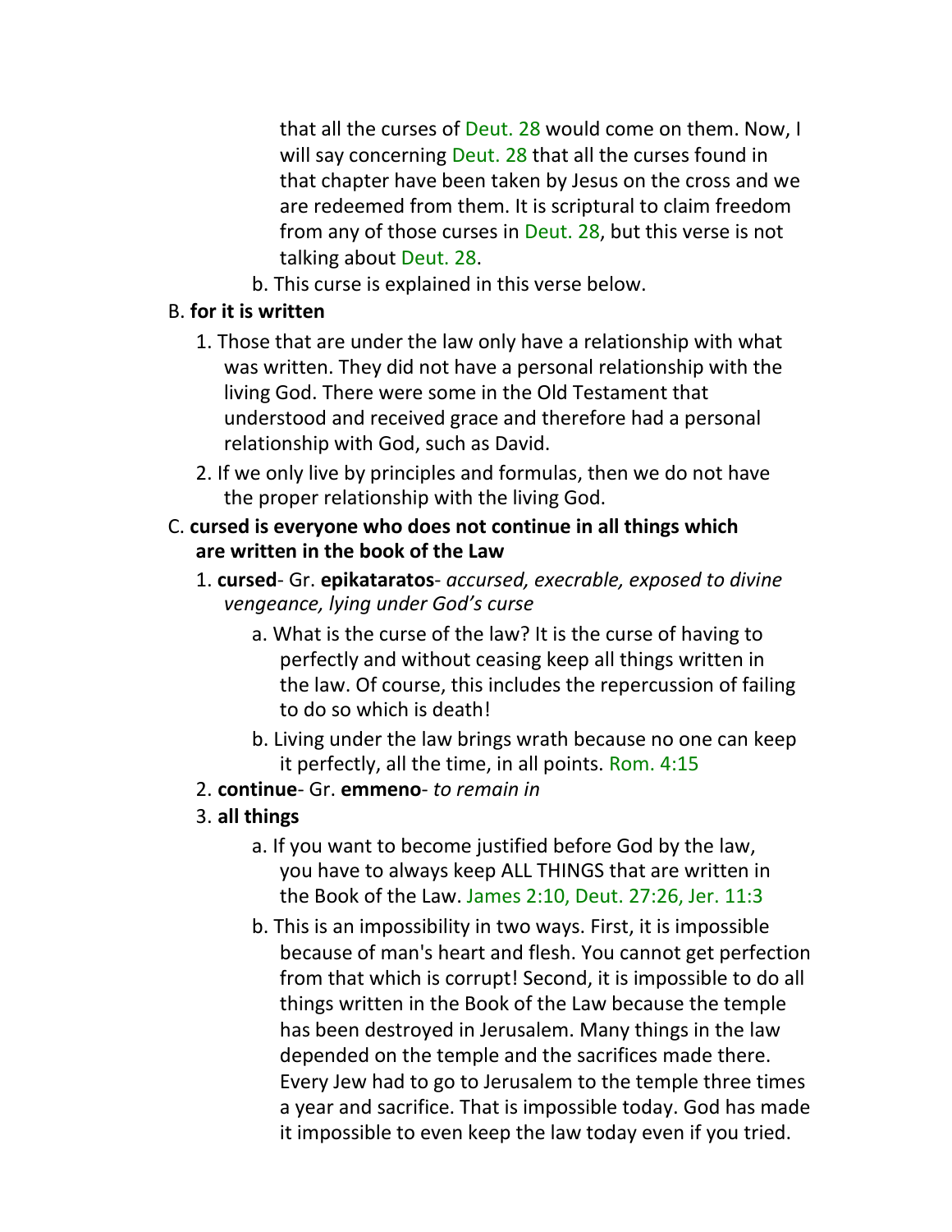that all the curses of Deut. 28 would come on them. Now, I will say concerning Deut. 28 that all the curses found in that chapter have been taken by Jesus on the cross and we are redeemed from them. It is scriptural to claim freedom from any of those curses in Deut. 28, but this verse is not talking about Deut. 28.

b. This curse is explained in this verse below.

B. **for it is written**

1. Those that are under the law only have a relationship with what was written. They did not have a personal relationship with the living God. There were some in the Old Testament that understood and received grace and therefore had a personal relationship with God, such as David.

2. If we only live by principles and formulas, then we do not have the proper relationship with the living God.

C. **cursed is everyone who does not continue in all things which are written in the book of the Law**

1. **cursed**- Gr. **epikataratos**- *accursed, execrable, exposed to divine vengeance, lying under God's curse*

   a. What is the curse of the law? It is the curse of having to perfectly and without ceasing keep all things written in the law. Of course, this includes the repercussion of failing to do so which is death!

   b. Living under the law brings wrath because no one can keep it perfectly, all the time, in all points. Rom. 4:15

2. **continue**- Gr. **emmeno**- *to remain in*

3. **all things**

   a. If you want to become justified before God by the law, you have to always keep ALL THINGS that are written in the Book of the Law. James 2:10, Deut. 27:26, Jer. 11:3

   b. This is an impossibility in two ways. First, it is impossible because of man's heart and flesh. You cannot get perfection from that which is corrupt! Second, it is impossible to do all things written in the Book of the Law because the temple has been destroyed in Jerusalem. Many things in the law depended on the temple and the sacrifices made there. Every Jew had to go to Jerusalem to the temple three times a year and sacrifice. That is impossible today. God has made it impossible to even keep the law today even if you tried.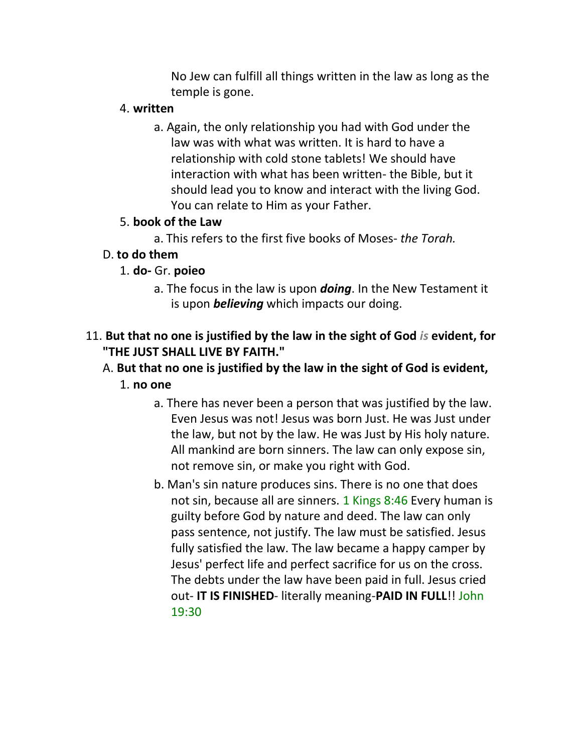No Jew can fulfill all things written in the law as long as the temple is gone.

4. **written**

   a. Again, the only relationship you had with God under the law was with what was written. It is hard to have a relationship with cold stone tablets! We should have interaction with what has been written- the Bible, but it should lead you to know and interact with the living God. You can relate to Him as your Father.

5. **book of the Law**

   a. This refers to the first five books of Moses- *the Torah.*

D. **to do them**

1. **do-** Gr. **poieo**

   a. The focus in the law is upon ***doing***. In the New Testament it is upon ***believing*** which impacts our doing.

11. **But that no one is justified by the law in the sight of God *is* evident, for "THE JUST SHALL LIVE BY FAITH."**

A. **But that no one is justified by the law in the sight of God is evident,**

1. **no one**

   a. There has never been a person that was justified by the law. Even Jesus was not! Jesus was born Just. He was Just under the law, but not by the law. He was Just by His holy nature. All mankind are born sinners. The law can only expose sin, not remove sin, or make you right with God.

   b. Man's sin nature produces sins. There is no one that does not sin, because all are sinners. 1 Kings 8:46 Every human is guilty before God by nature and deed. The law can only pass sentence, not justify. The law must be satisfied. Jesus fully satisfied the law. The law became a happy camper by Jesus' perfect life and perfect sacrifice for us on the cross. The debts under the law have been paid in full. Jesus cried out- **IT IS FINISHED**- literally meaning-**PAID IN FULL**!! John 19:30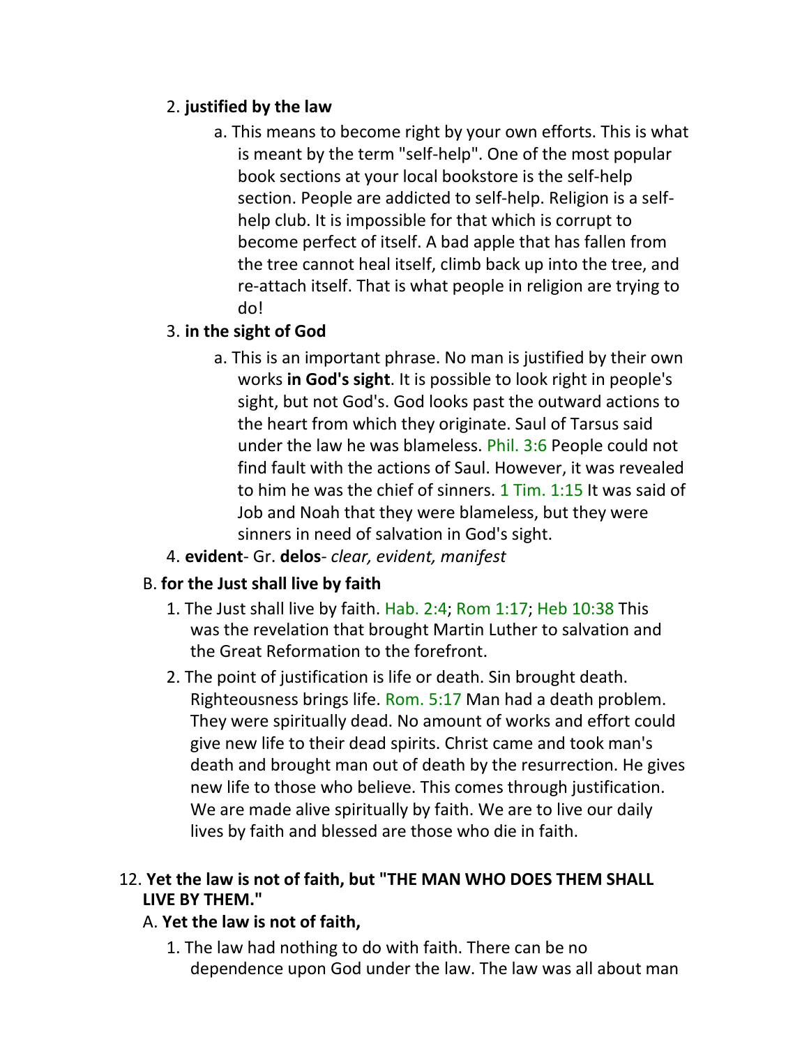2. **justified by the law**

    a. This means to become right by your own efforts. This is what is meant by the term "self-help". One of the most popular book sections at your local bookstore is the self-help section. People are addicted to self-help. Religion is a self-help club. It is impossible for that which is corrupt to become perfect of itself. A bad apple that has fallen from the tree cannot heal itself, climb back up into the tree, and re-attach itself. That is what people in religion are trying to do!

3. **in the sight of God**

    a. This is an important phrase. No man is justified by their own works **in God's sight**. It is possible to look right in people's sight, but not God's. God looks past the outward actions to the heart from which they originate. Saul of Tarsus said under the law he was blameless. Phil. 3:6 People could not find fault with the actions of Saul. However, it was revealed to him he was the chief of sinners. 1 Tim. 1:15 It was said of Job and Noah that they were blameless, but they were sinners in need of salvation in God's sight.

4. **evident**- Gr. **delos**- *clear, evident, manifest*

B. **for the Just shall live by faith**

1. The Just shall live by faith. Hab. 2:4; Rom 1:17; Heb 10:38 This was the revelation that brought Martin Luther to salvation and the Great Reformation to the forefront.

2. The point of justification is life or death. Sin brought death. Righteousness brings life. Rom. 5:17 Man had a death problem. They were spiritually dead. No amount of works and effort could give new life to their dead spirits. Christ came and took man's death and brought man out of death by the resurrection. He gives new life to those who believe. This comes through justification. We are made alive spiritually by faith. We are to live our daily lives by faith and blessed are those who die in faith.

12. **Yet the law is not of faith, but "THE MAN WHO DOES THEM SHALL LIVE BY THEM."**

A. **Yet the law is not of faith,**

1. The law had nothing to do with faith. There can be no dependence upon God under the law. The law was all about man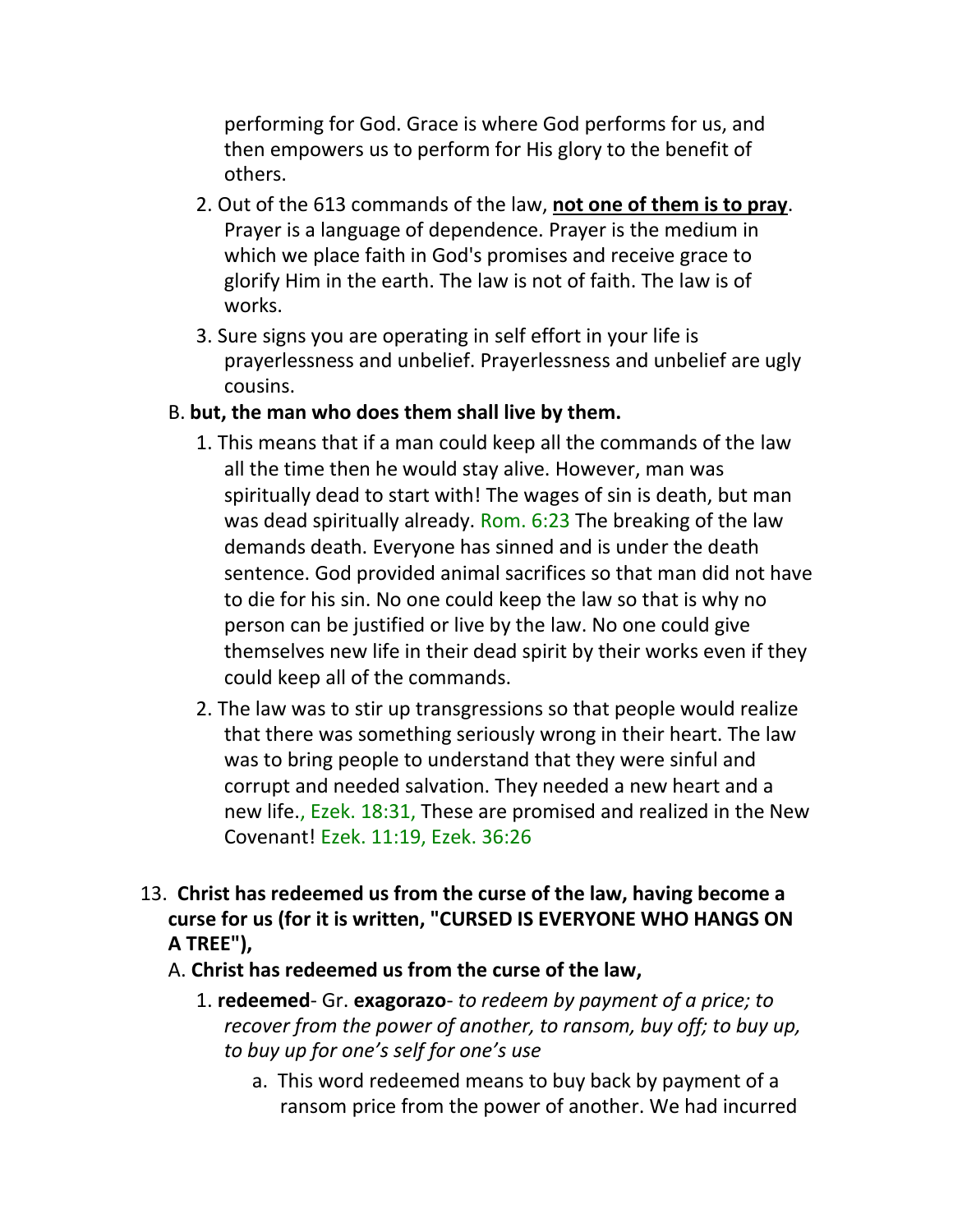performing for God. Grace is where God performs for us, and then empowers us to perform for His glory to the benefit of others.

2. Out of the 613 commands of the law, **<u>not one of them is to pray</u>**. Prayer is a language of dependence. Prayer is the medium in which we place faith in God's promises and receive grace to glorify Him in the earth. The law is not of faith. The law is of works.

3. Sure signs you are operating in self effort in your life is prayerlessness and unbelief. Prayerlessness and unbelief are ugly cousins.

B. **but, the man who does them shall live by them.**

1. This means that if a man could keep all the commands of the law all the time then he would stay alive. However, man was spiritually dead to start with! The wages of sin is death, but man was dead spiritually already. Rom. 6:23 The breaking of the law demands death. Everyone has sinned and is under the death sentence. God provided animal sacrifices so that man did not have to die for his sin. No one could keep the law so that is why no person can be justified or live by the law. No one could give themselves new life in their dead spirit by their works even if they could keep all of the commands.

2. The law was to stir up transgressions so that people would realize that there was something seriously wrong in their heart. The law was to bring people to understand that they were sinful and corrupt and needed salvation. They needed a new heart and a new life., Ezek. 18:31, These are promised and realized in the New Covenant! Ezek. 11:19, Ezek. 36:26

13. **Christ has redeemed us from the curse of the law, having become a curse for us (for it is written, "CURSED IS EVERYONE WHO HANGS ON A TREE"),**

A. **Christ has redeemed us from the curse of the law,**

1. **redeemed**- Gr. **exagorazo**- *to redeem by payment of a price; to recover from the power of another, to ransom, buy off; to buy up, to buy up for one's self for one's use*

a. This word redeemed means to buy back by payment of a ransom price from the power of another. We had incurred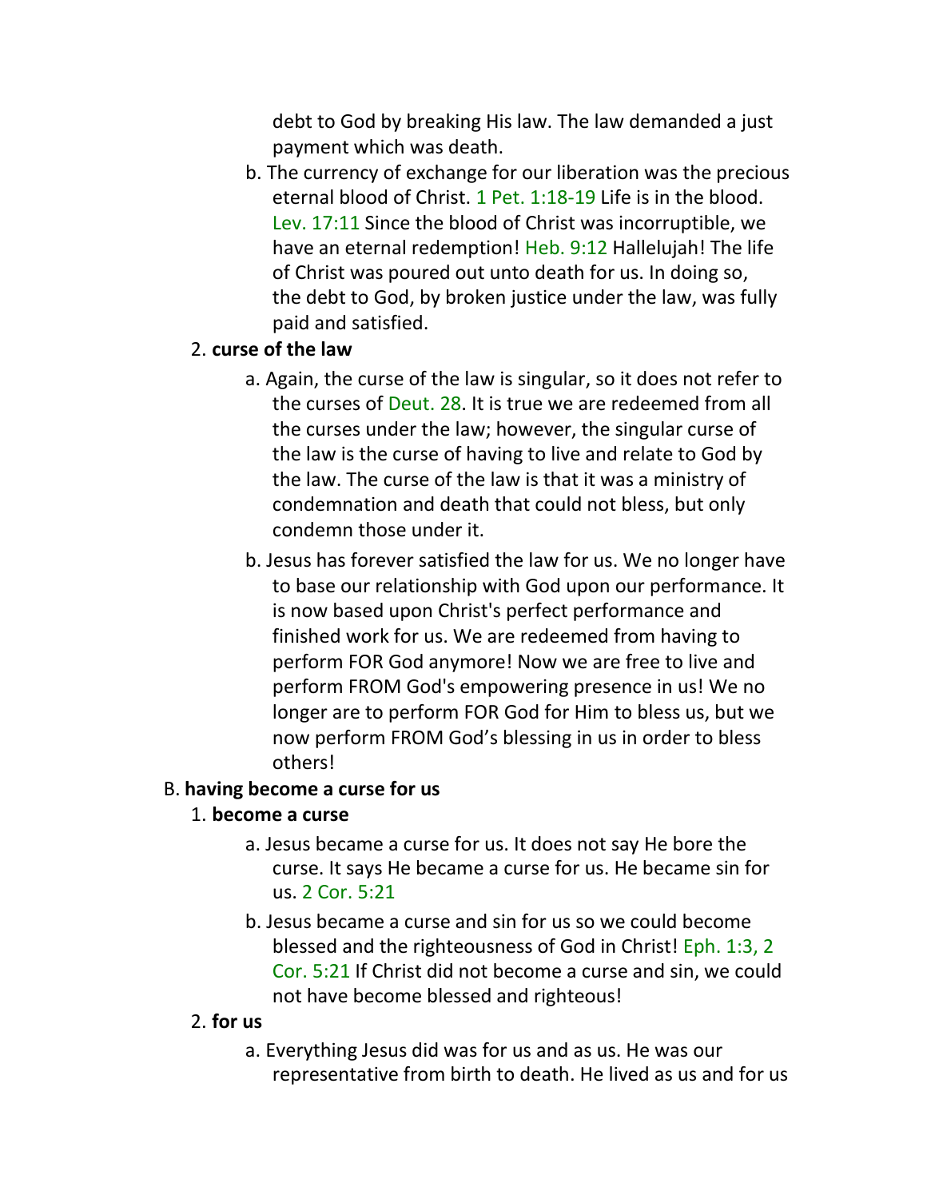debt to God by breaking His law. The law demanded a just payment which was death.

b. The currency of exchange for our liberation was the precious eternal blood of Christ. 1 Pet. 1:18-19 Life is in the blood. Lev. 17:11 Since the blood of Christ was incorruptible, we have an eternal redemption! Heb. 9:12 Hallelujah! The life of Christ was poured out unto death for us. In doing so, the debt to God, by broken justice under the law, was fully paid and satisfied.

2. **curse of the law**

a. Again, the curse of the law is singular, so it does not refer to the curses of Deut. 28. It is true we are redeemed from all the curses under the law; however, the singular curse of the law is the curse of having to live and relate to God by the law. The curse of the law is that it was a ministry of condemnation and death that could not bless, but only condemn those under it.

b. Jesus has forever satisfied the law for us. We no longer have to base our relationship with God upon our performance. It is now based upon Christ's perfect performance and finished work for us. We are redeemed from having to perform FOR God anymore! Now we are free to live and perform FROM God's empowering presence in us! We no longer are to perform FOR God for Him to bless us, but we now perform FROM God's blessing in us in order to bless others!

B. **having become a curse for us**

1. **become a curse**

a. Jesus became a curse for us. It does not say He bore the curse. It says He became a curse for us. He became sin for us. 2 Cor. 5:21

b. Jesus became a curse and sin for us so we could become blessed and the righteousness of God in Christ! Eph. 1:3, 2 Cor. 5:21 If Christ did not become a curse and sin, we could not have become blessed and righteous!

2. **for us**

a. Everything Jesus did was for us and as us. He was our representative from birth to death. He lived as us and for us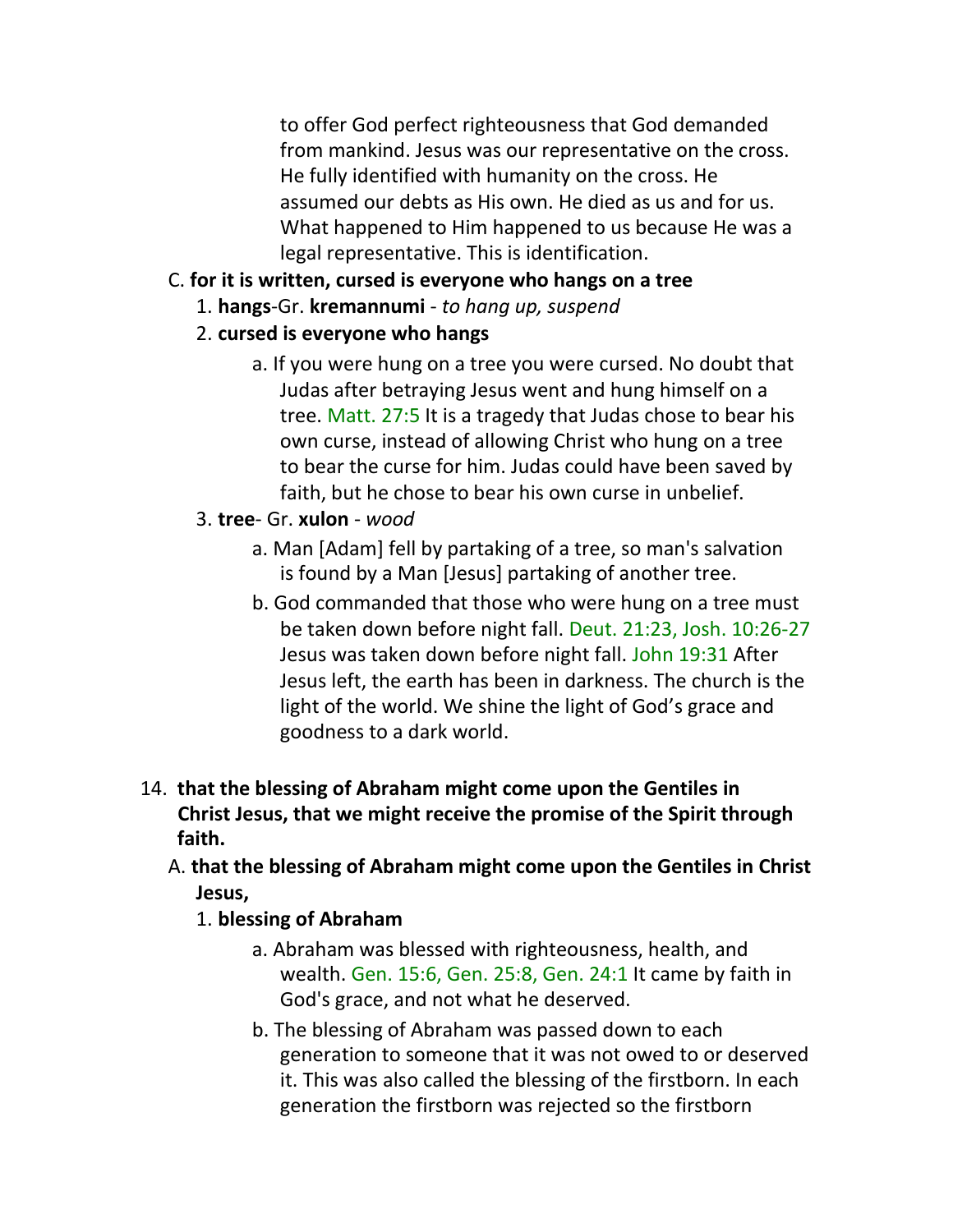to offer God perfect righteousness that God demanded from mankind. Jesus was our representative on the cross. He fully identified with humanity on the cross. He assumed our debts as His own. He died as us and for us. What happened to Him happened to us because He was a legal representative. This is identification.

C. **for it is written, cursed is everyone who hangs on a tree**

1. **hangs**-Gr. **kremannumi** - *to hang up, suspend*
2. **cursed is everyone who hangs**
    a. If you were hung on a tree you were cursed. No doubt that Judas after betraying Jesus went and hung himself on a tree. Matt. 27:5 It is a tragedy that Judas chose to bear his own curse, instead of allowing Christ who hung on a tree to bear the curse for him. Judas could have been saved by faith, but he chose to bear his own curse in unbelief.
3. **tree**- Gr. **xulon** - *wood*
    a. Man [Adam] fell by partaking of a tree, so man's salvation is found by a Man [Jesus] partaking of another tree.
    b. God commanded that those who were hung on a tree must be taken down before night fall. Deut. 21:23, Josh. 10:26-27 Jesus was taken down before night fall. John 19:31 After Jesus left, the earth has been in darkness. The church is the light of the world. We shine the light of God's grace and goodness to a dark world.

14. **that the blessing of Abraham might come upon the Gentiles in Christ Jesus, that we might receive the promise of the Spirit through faith.**

A. **that the blessing of Abraham might come upon the Gentiles in Christ Jesus,**

1. **blessing of Abraham**
    a. Abraham was blessed with righteousness, health, and wealth. Gen. 15:6, Gen. 25:8, Gen. 24:1 It came by faith in God's grace, and not what he deserved.
    b. The blessing of Abraham was passed down to each generation to someone that it was not owed to or deserved it. This was also called the blessing of the firstborn. In each generation the firstborn was rejected so the firstborn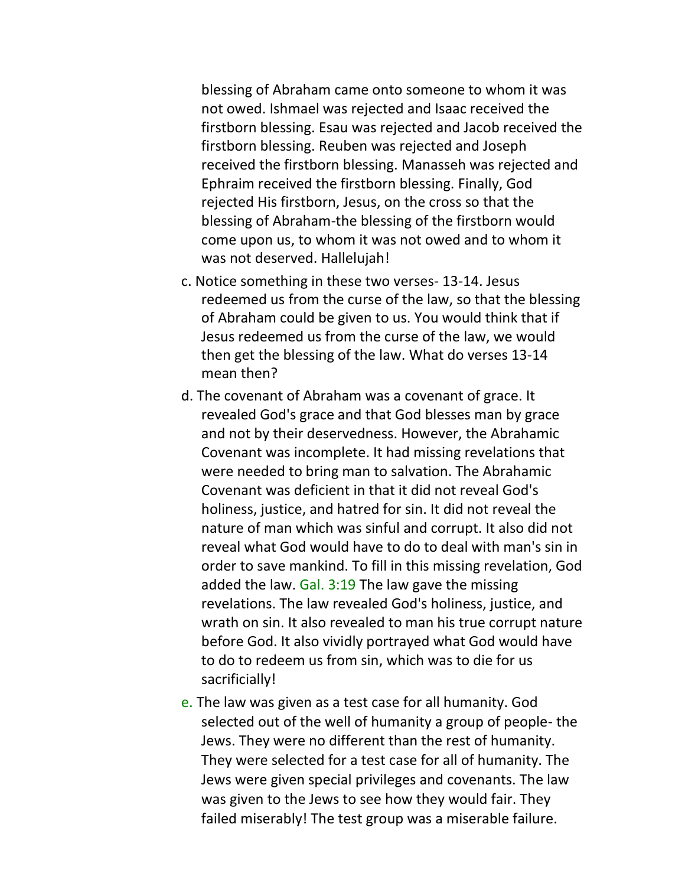blessing of Abraham came onto someone to whom it was not owed. Ishmael was rejected and Isaac received the firstborn blessing. Esau was rejected and Jacob received the firstborn blessing. Reuben was rejected and Joseph received the firstborn blessing. Manasseh was rejected and Ephraim received the firstborn blessing. Finally, God rejected His firstborn, Jesus, on the cross so that the blessing of Abraham-the blessing of the firstborn would come upon us, to whom it was not owed and to whom it was not deserved. Hallelujah!

c. Notice something in these two verses- 13-14. Jesus redeemed us from the curse of the law, so that the blessing of Abraham could be given to us. You would think that if Jesus redeemed us from the curse of the law, we would then get the blessing of the law. What do verses 13-14 mean then?

d. The covenant of Abraham was a covenant of grace. It revealed God's grace and that God blesses man by grace and not by their deservedness. However, the Abrahamic Covenant was incomplete. It had missing revelations that were needed to bring man to salvation. The Abrahamic Covenant was deficient in that it did not reveal God's holiness, justice, and hatred for sin. It did not reveal the nature of man which was sinful and corrupt. It also did not reveal what God would have to do to deal with man's sin in order to save mankind. To fill in this missing revelation, God added the law. Gal. 3:19 The law gave the missing revelations. The law revealed God's holiness, justice, and wrath on sin. It also revealed to man his true corrupt nature before God. It also vividly portrayed what God would have to do to redeem us from sin, which was to die for us sacrificially!

e. The law was given as a test case for all humanity. God selected out of the well of humanity a group of people- the Jews. They were no different than the rest of humanity. They were selected for a test case for all of humanity. The Jews were given special privileges and covenants. The law was given to the Jews to see how they would fair. They failed miserably! The test group was a miserable failure.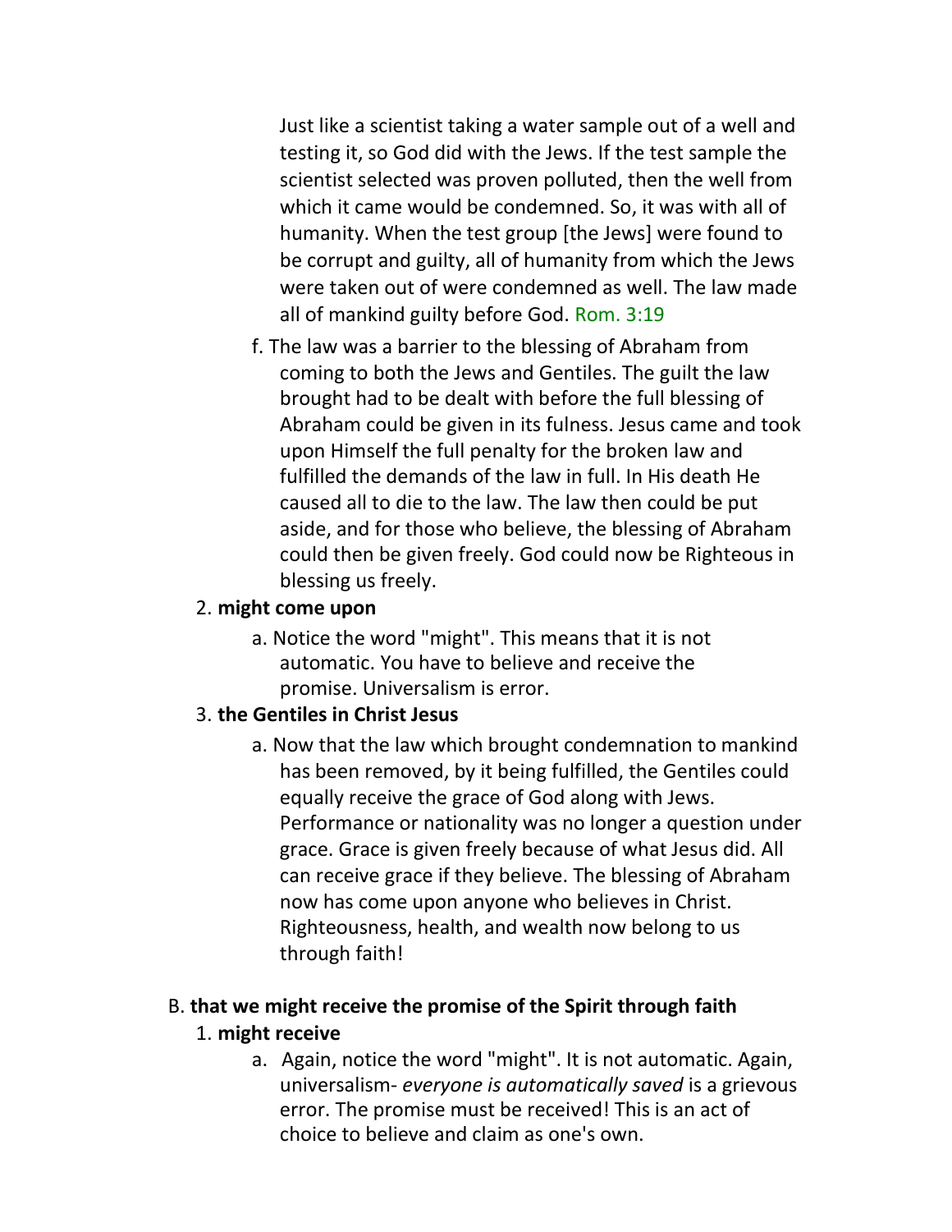Just like a scientist taking a water sample out of a well and testing it, so God did with the Jews. If the test sample the scientist selected was proven polluted, then the well from which it came would be condemned. So, it was with all of humanity. When the test group [the Jews] were found to be corrupt and guilty, all of humanity from which the Jews were taken out of were condemned as well. The law made all of mankind guilty before God. Rom. 3:19

f. The law was a barrier to the blessing of Abraham from coming to both the Jews and Gentiles. The guilt the law brought had to be dealt with before the full blessing of Abraham could be given in its fulness. Jesus came and took upon Himself the full penalty for the broken law and fulfilled the demands of the law in full. In His death He caused all to die to the law. The law then could be put aside, and for those who believe, the blessing of Abraham could then be given freely. God could now be Righteous in blessing us freely.

2. **might come upon**

   a. Notice the word "might". This means that it is not automatic. You have to believe and receive the promise. Universalism is error.

3. **the Gentiles in Christ Jesus**

   a. Now that the law which brought condemnation to mankind has been removed, by it being fulfilled, the Gentiles could equally receive the grace of God along with Jews. Performance or nationality was no longer a question under grace. Grace is given freely because of what Jesus did. All can receive grace if they believe. The blessing of Abraham now has come upon anyone who believes in Christ. Righteousness, health, and wealth now belong to us through faith!

B. **that we might receive the promise of the Spirit through faith**

1. **might receive**

   a. Again, notice the word "might". It is not automatic. Again, universalism- *everyone is automatically saved* is a grievous error. The promise must be received! This is an act of choice to believe and claim as one's own.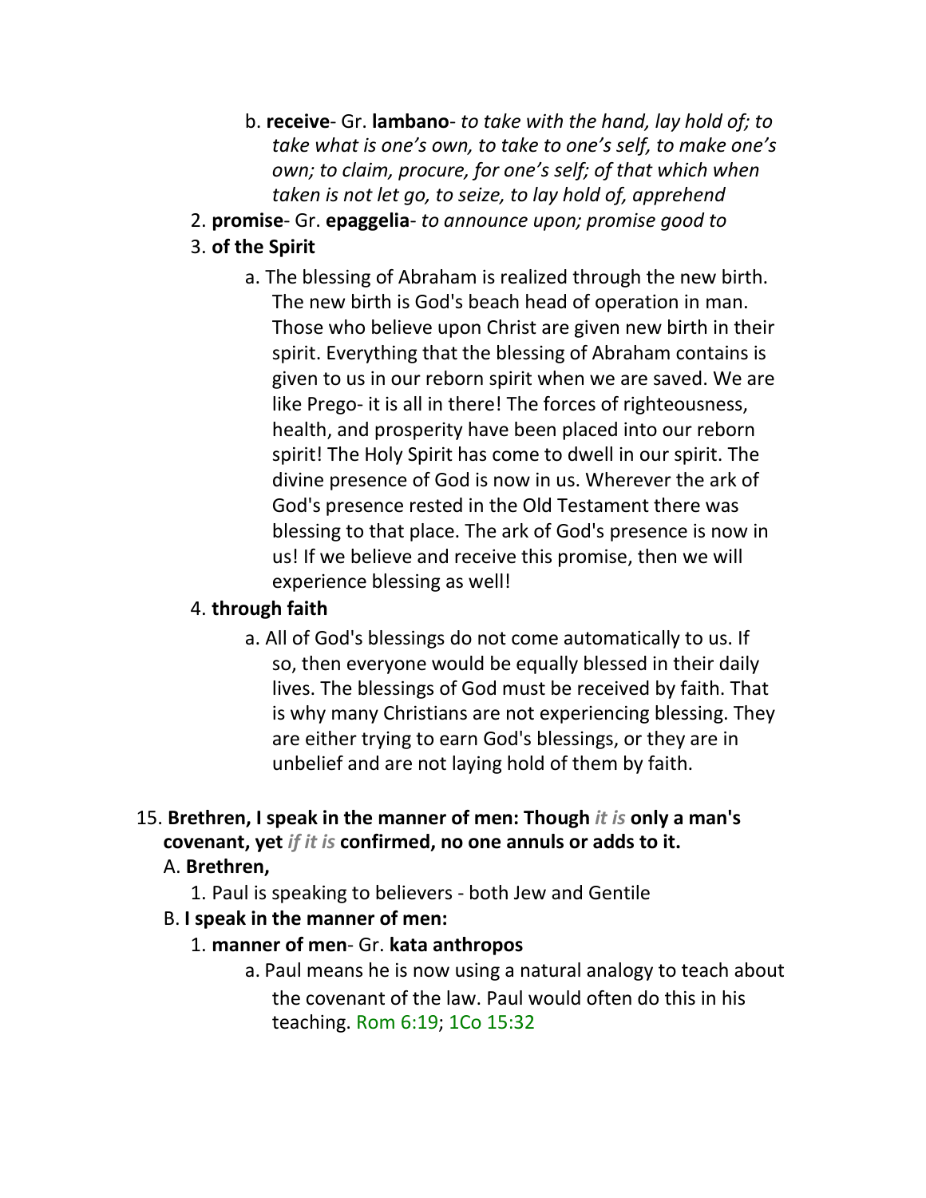b. **receive**- Gr. **lambano**- *to take with the hand, lay hold of; to take what is one's own, to take to one's self, to make one's own; to claim, procure, for one's self; of that which when taken is not let go, to seize, to lay hold of, apprehend*

2. **promise**- Gr. **epaggelia**- *to announce upon; promise good to*
3. **of the Spirit**

a. The blessing of Abraham is realized through the new birth. The new birth is God's beach head of operation in man. Those who believe upon Christ are given new birth in their spirit. Everything that the blessing of Abraham contains is given to us in our reborn spirit when we are saved. We are like Prego- it is all in there! The forces of righteousness, health, and prosperity have been placed into our reborn spirit! The Holy Spirit has come to dwell in our spirit. The divine presence of God is now in us. Wherever the ark of God's presence rested in the Old Testament there was blessing to that place. The ark of God's presence is now in us! If we believe and receive this promise, then we will experience blessing as well!

4. **through faith**

a. All of God's blessings do not come automatically to us. If so, then everyone would be equally blessed in their daily lives. The blessings of God must be received by faith. That is why many Christians are not experiencing blessing. They are either trying to earn God's blessings, or they are in unbelief and are not laying hold of them by faith.

15. **Brethren, I speak in the manner of men: Though *it is* only a man's covenant, yet *if it is* confirmed, no one annuls or adds to it.**

A. **Brethren,**

1. Paul is speaking to believers - both Jew and Gentile

B. **I speak in the manner of men:**

1. **manner of men**- Gr. **kata anthropos**

a. Paul means he is now using a natural analogy to teach about the covenant of the law. Paul would often do this in his teaching. Rom 6:19; 1Co 15:32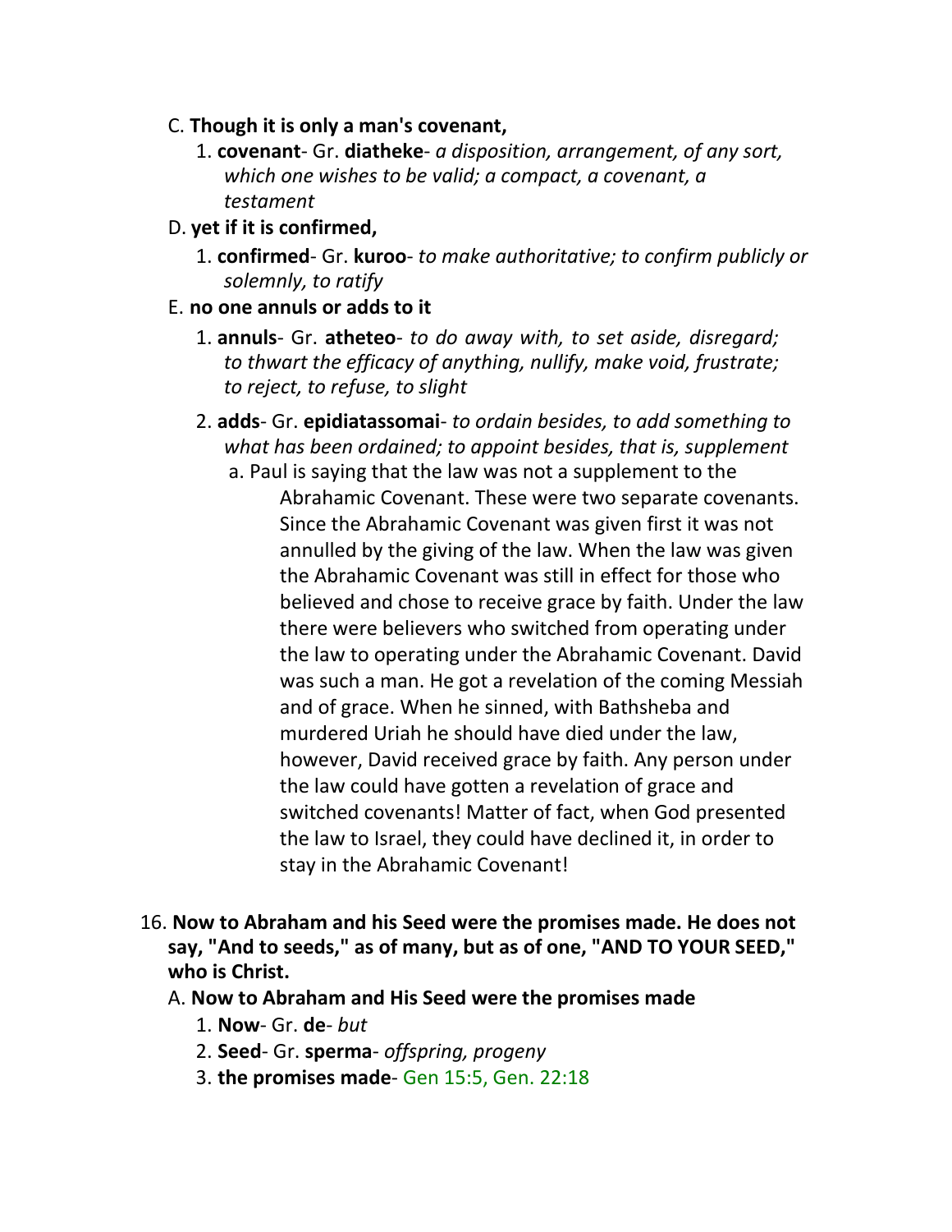C. **Though it is only a man's covenant,**

1. **covenant**- Gr. **diatheke**- *a disposition, arrangement, of any sort, which one wishes to be valid; a compact, a covenant, a testament*

D. **yet if it is confirmed,**

1. **confirmed**- Gr. **kuroo**- *to make authoritative; to confirm publicly or solemnly, to ratify*

E. **no one annuls or adds to it**

1. **annuls**- Gr. **atheteo**- *to do away with, to set aside, disregard; to thwart the efficacy of anything, nullify, make void, frustrate; to reject, to refuse, to slight*

2. **adds**- Gr. **epidiatassomai**- *to ordain besides, to add something to what has been ordained; to appoint besides, that is, supplement*

   a. Paul is saying that the law was not a supplement to the Abrahamic Covenant. These were two separate covenants. Since the Abrahamic Covenant was given first it was not annulled by the giving of the law. When the law was given the Abrahamic Covenant was still in effect for those who believed and chose to receive grace by faith. Under the law there were believers who switched from operating under the law to operating under the Abrahamic Covenant. David was such a man. He got a revelation of the coming Messiah and of grace. When he sinned, with Bathsheba and murdered Uriah he should have died under the law, however, David received grace by faith. Any person under the law could have gotten a revelation of grace and switched covenants! Matter of fact, when God presented the law to Israel, they could have declined it, in order to stay in the Abrahamic Covenant!

16. **Now to Abraham and his Seed were the promises made. He does not say, "And to seeds," as of many, but as of one, "AND TO YOUR SEED," who is Christ.**

A. **Now to Abraham and His Seed were the promises made**

1. **Now**- Gr. **de**- *but*
2. **Seed**- Gr. **sperma**- *offspring, progeny*
3. **the promises made**- Gen 15:5, Gen. 22:18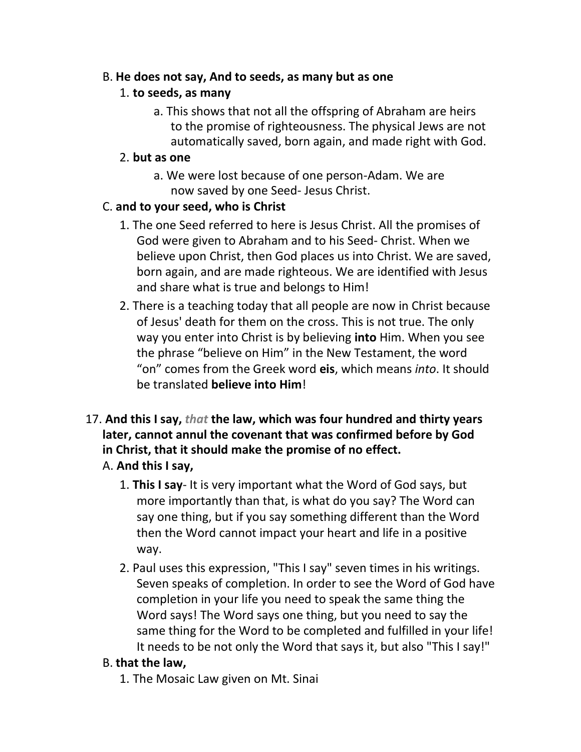B. **He does not say, And to seeds, as many but as one**

1. **to seeds, as many**

    a. This shows that not all the offspring of Abraham are heirs to the promise of righteousness. The physical Jews are not automatically saved, born again, and made right with God.

2. **but as one**

    a. We were lost because of one person-Adam. We are now saved by one Seed- Jesus Christ.

C. **and to your seed, who is Christ**

1. The one Seed referred to here is Jesus Christ. All the promises of God were given to Abraham and to his Seed- Christ. When we believe upon Christ, then God places us into Christ. We are saved, born again, and are made righteous. We are identified with Jesus and share what is true and belongs to Him!

2. There is a teaching today that all people are now in Christ because of Jesus' death for them on the cross. This is not true. The only way you enter into Christ is by believing **into** Him. When you see the phrase "believe on Him" in the New Testament, the word "on" comes from the Greek word **eis**, which means *into*. It should be translated **believe into Him**!

17. **And this I say, *that* the law, which was four hundred and thirty years later, cannot annul the covenant that was confirmed before by God in Christ, that it should make the promise of no effect.**

A. **And this I say,**

1. **This I say**- It is very important what the Word of God says, but more importantly than that, is what do you say? The Word can say one thing, but if you say something different than the Word then the Word cannot impact your heart and life in a positive way.

2. Paul uses this expression, "This I say" seven times in his writings. Seven speaks of completion. In order to see the Word of God have completion in your life you need to speak the same thing the Word says! The Word says one thing, but you need to say the same thing for the Word to be completed and fulfilled in your life! It needs to be not only the Word that says it, but also "This I say!"

B. **that the law,**

1. The Mosaic Law given on Mt. Sinai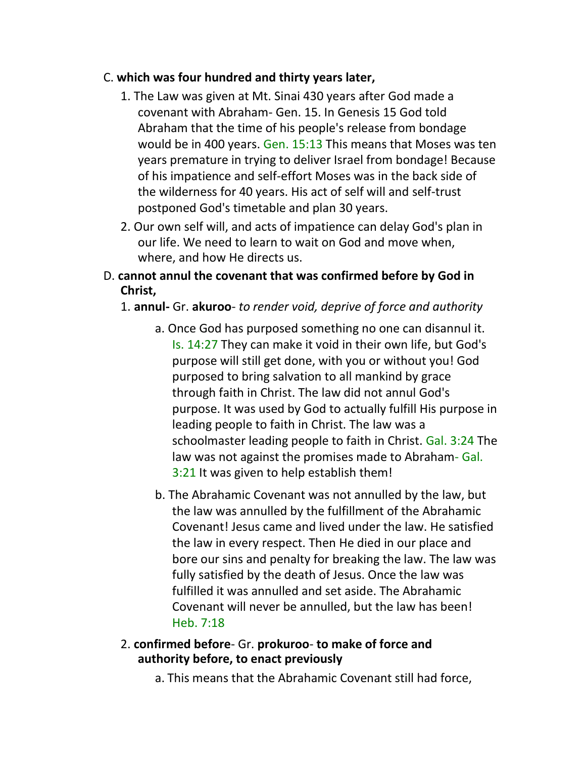C. **which was four hundred and thirty years later,**

1. The Law was given at Mt. Sinai 430 years after God made a covenant with Abraham- Gen. 15. In Genesis 15 God told Abraham that the time of his people's release from bondage would be in 400 years. Gen. 15:13 This means that Moses was ten years premature in trying to deliver Israel from bondage! Because of his impatience and self-effort Moses was in the back side of the wilderness for 40 years. His act of self will and self-trust postponed God's timetable and plan 30 years.
2. Our own self will, and acts of impatience can delay God's plan in our life. We need to learn to wait on God and move when, where, and how He directs us.

D. **cannot annul the covenant that was confirmed before by God in Christ,**

1. **annul-** Gr. **akuroo**- *to render void, deprive of force and authority*
   a. Once God has purposed something no one can disannul it. Is. 14:27 They can make it void in their own life, but God's purpose will still get done, with you or without you! God purposed to bring salvation to all mankind by grace through faith in Christ. The law did not annul God's purpose. It was used by God to actually fulfill His purpose in leading people to faith in Christ. The law was a schoolmaster leading people to faith in Christ. Gal. 3:24 The law was not against the promises made to Abraham- Gal. 3:21 It was given to help establish them!
   b. The Abrahamic Covenant was not annulled by the law, but the law was annulled by the fulfillment of the Abrahamic Covenant! Jesus came and lived under the law. He satisfied the law in every respect. Then He died in our place and bore our sins and penalty for breaking the law. The law was fully satisfied by the death of Jesus. Once the law was fulfilled it was annulled and set aside. The Abrahamic Covenant will never be annulled, but the law has been! Heb. 7:18
2. **confirmed before**- Gr. **prokuroo**- **to make of force and authority before, to enact previously**
   a. This means that the Abrahamic Covenant still had force,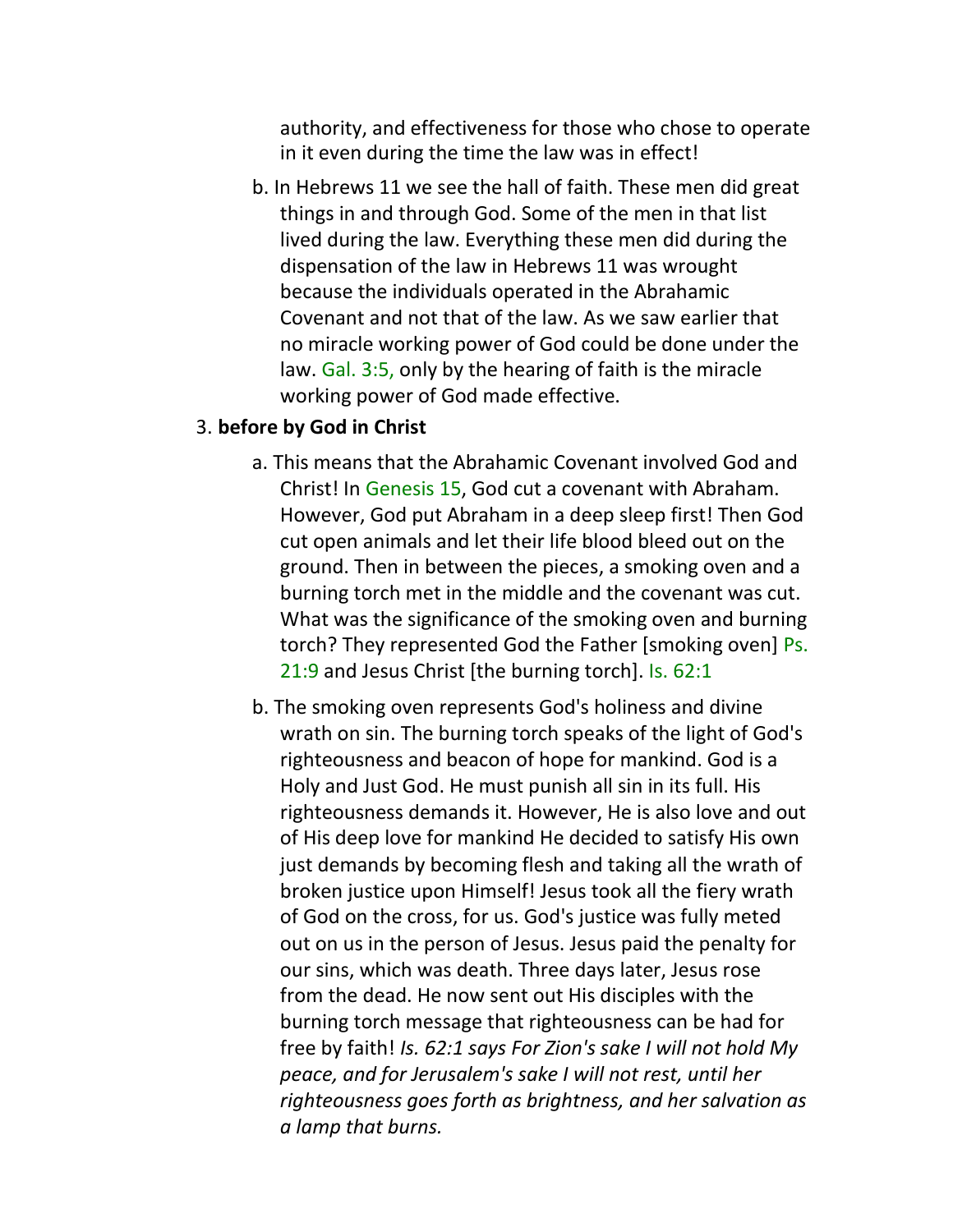authority, and effectiveness for those who chose to operate in it even during the time the law was in effect!

b. In Hebrews 11 we see the hall of faith. These men did great things in and through God. Some of the men in that list lived during the law. Everything these men did during the dispensation of the law in Hebrews 11 was wrought because the individuals operated in the Abrahamic Covenant and not that of the law. As we saw earlier that no miracle working power of God could be done under the law. Gal. 3:5, only by the hearing of faith is the miracle working power of God made effective.

3. **before by God in Christ**

a. This means that the Abrahamic Covenant involved God and Christ! In Genesis 15, God cut a covenant with Abraham. However, God put Abraham in a deep sleep first! Then God cut open animals and let their life blood bleed out on the ground. Then in between the pieces, a smoking oven and a burning torch met in the middle and the covenant was cut. What was the significance of the smoking oven and burning torch? They represented God the Father [smoking oven] Ps. 21:9 and Jesus Christ [the burning torch]. Is. 62:1

b. The smoking oven represents God's holiness and divine wrath on sin. The burning torch speaks of the light of God's righteousness and beacon of hope for mankind. God is a Holy and Just God. He must punish all sin in its full. His righteousness demands it. However, He is also love and out of His deep love for mankind He decided to satisfy His own just demands by becoming flesh and taking all the wrath of broken justice upon Himself! Jesus took all the fiery wrath of God on the cross, for us. God's justice was fully meted out on us in the person of Jesus. Jesus paid the penalty for our sins, which was death. Three days later, Jesus rose from the dead. He now sent out His disciples with the burning torch message that righteousness can be had for free by faith! *Is. 62:1 says For Zion's sake I will not hold My peace, and for Jerusalem's sake I will not rest, until her righteousness goes forth as brightness, and her salvation as a lamp that burns.*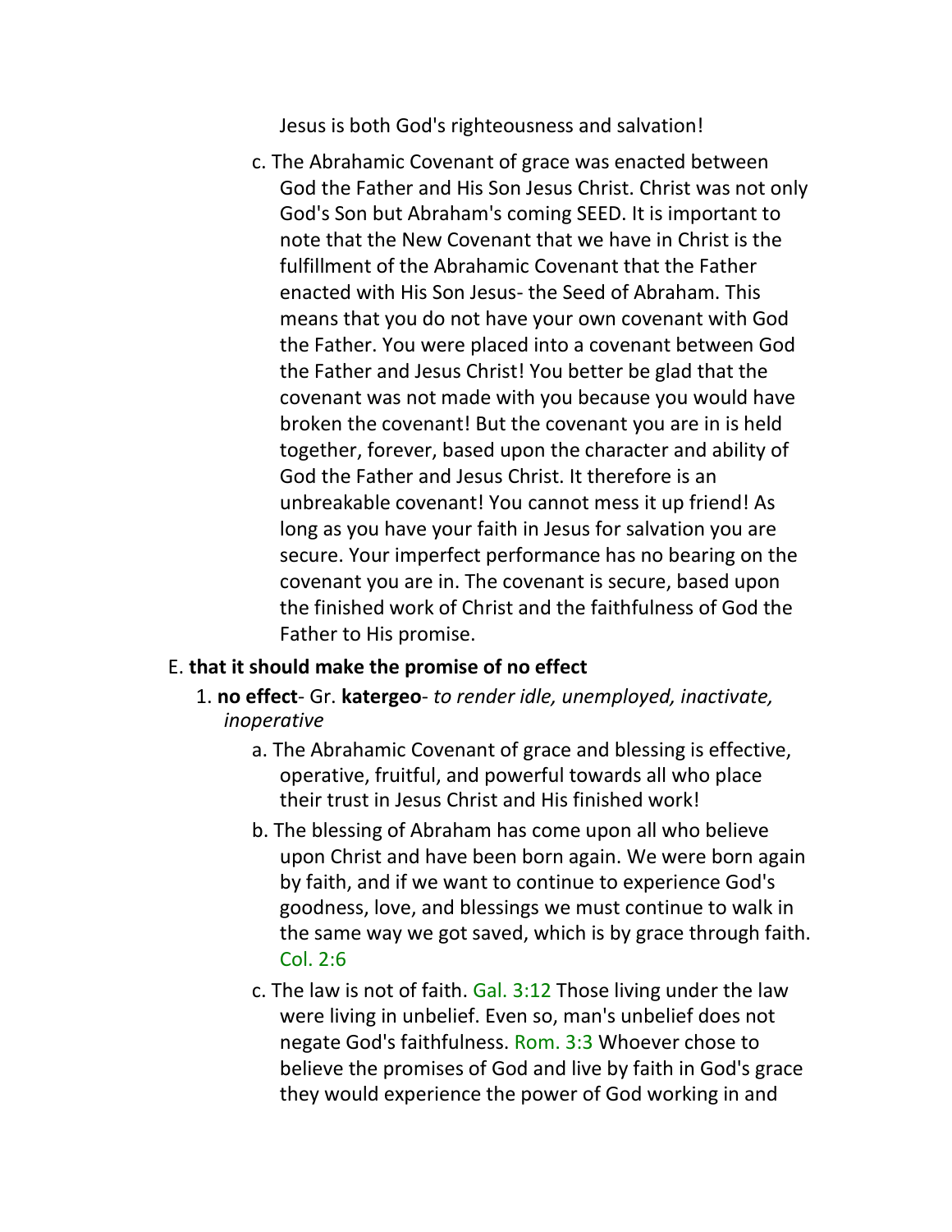Jesus is both God's righteousness and salvation!

c. The Abrahamic Covenant of grace was enacted between God the Father and His Son Jesus Christ. Christ was not only God's Son but Abraham's coming SEED. It is important to note that the New Covenant that we have in Christ is the fulfillment of the Abrahamic Covenant that the Father enacted with His Son Jesus- the Seed of Abraham. This means that you do not have your own covenant with God the Father. You were placed into a covenant between God the Father and Jesus Christ! You better be glad that the covenant was not made with you because you would have broken the covenant! But the covenant you are in is held together, forever, based upon the character and ability of God the Father and Jesus Christ. It therefore is an unbreakable covenant! You cannot mess it up friend! As long as you have your faith in Jesus for salvation you are secure. Your imperfect performance has no bearing on the covenant you are in. The covenant is secure, based upon the finished work of Christ and the faithfulness of God the Father to His promise.

E. **that it should make the promise of no effect**

1. **no effect**- Gr. **katergeo**- *to render idle, unemployed, inactivate, inoperative*

   a. The Abrahamic Covenant of grace and blessing is effective, operative, fruitful, and powerful towards all who place their trust in Jesus Christ and His finished work!

   b. The blessing of Abraham has come upon all who believe upon Christ and have been born again. We were born again by faith, and if we want to continue to experience God's goodness, love, and blessings we must continue to walk in the same way we got saved, which is by grace through faith. Col. 2:6

   c. The law is not of faith. Gal. 3:12 Those living under the law were living in unbelief. Even so, man's unbelief does not negate God's faithfulness. Rom. 3:3 Whoever chose to believe the promises of God and live by faith in God's grace they would experience the power of God working in and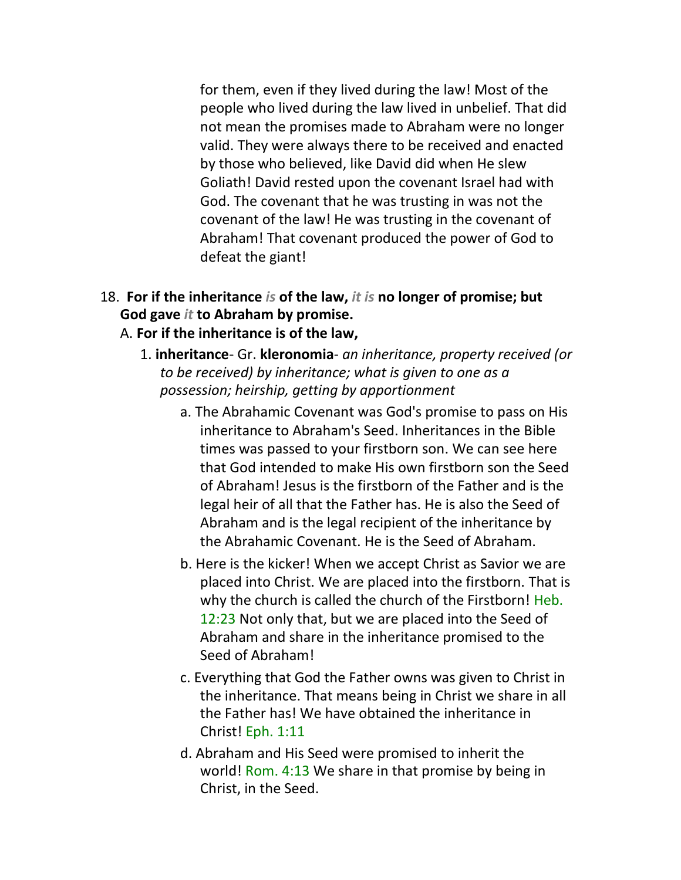for them, even if they lived during the law! Most of the people who lived during the law lived in unbelief. That did not mean the promises made to Abraham were no longer valid. They were always there to be received and enacted by those who believed, like David did when He slew Goliath! David rested upon the covenant Israel had with God. The covenant that he was trusting in was not the covenant of the law! He was trusting in the covenant of Abraham! That covenant produced the power of God to defeat the giant!

18. **For if the inheritance *is* of the law, *it is* no longer of promise; but God gave *it* to Abraham by promise.**

A. **For if the inheritance is of the law,**

1. **inheritance**- Gr. **kleronomia**- *an inheritance, property received (or to be received) by inheritance; what is given to one as a possession; heirship, getting by apportionment*

   a. The Abrahamic Covenant was God's promise to pass on His inheritance to Abraham's Seed. Inheritances in the Bible times was passed to your firstborn son. We can see here that God intended to make His own firstborn son the Seed of Abraham! Jesus is the firstborn of the Father and is the legal heir of all that the Father has. He is also the Seed of Abraham and is the legal recipient of the inheritance by the Abrahamic Covenant. He is the Seed of Abraham.

   b. Here is the kicker! When we accept Christ as Savior we are placed into Christ. We are placed into the firstborn. That is why the church is called the church of the Firstborn! Heb. 12:23 Not only that, but we are placed into the Seed of Abraham and share in the inheritance promised to the Seed of Abraham!

   c. Everything that God the Father owns was given to Christ in the inheritance. That means being in Christ we share in all the Father has! We have obtained the inheritance in Christ! Eph. 1:11

   d. Abraham and His Seed were promised to inherit the world! Rom. 4:13 We share in that promise by being in Christ, in the Seed.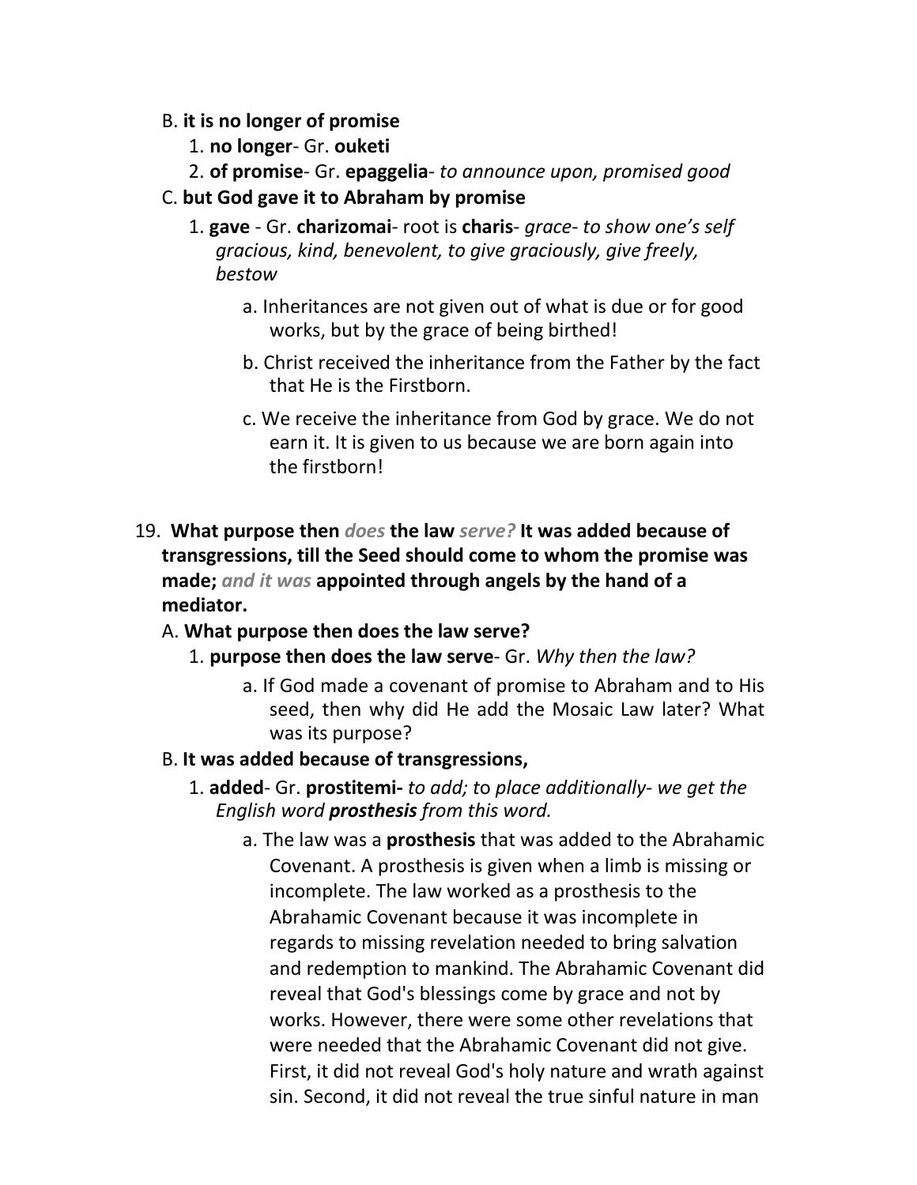B. **it is no longer of promise**

1. **no longer**- Gr. **ouketi**
2. **of promise**- Gr. **epaggelia**- *to announce upon, promised good*

C. **but God gave it to Abraham by promise**

1. **gave** - Gr. **charizomai**- root is **charis**- *grace- to show one's self gracious, kind, benevolent, to give graciously, give freely, bestow*

   a. Inheritances are not given out of what is due or for good works, but by the grace of being birthed!

   b. Christ received the inheritance from the Father by the fact that He is the Firstborn.

   c. We receive the inheritance from God by grace. We do not earn it. It is given to us because we are born again into the firstborn!

19. **What purpose then** *does* **the law** *serve?* **It was added because of transgressions, till the Seed should come to whom the promise was made;** *and it was* **appointed through angels by the hand of a mediator.**

A. **What purpose then does the law serve?**

1. **purpose then does the law serve**- Gr. *Why then the law?*

   a. If God made a covenant of promise to Abraham and to His seed, then why did He add the Mosaic Law later? What was its purpose?

B. **It was added because of transgressions,**

1. **added**- Gr. **prostitemi-** *to add; to place additionally- we get the English word* ***prosthesis*** *from this word.*

   a. The law was a **prosthesis** that was added to the Abrahamic Covenant. A prosthesis is given when a limb is missing or incomplete. The law worked as a prosthesis to the Abrahamic Covenant because it was incomplete in regards to missing revelation needed to bring salvation and redemption to mankind. The Abrahamic Covenant did reveal that God's blessings come by grace and not by works. However, there were some other revelations that were needed that the Abrahamic Covenant did not give. First, it did not reveal God's holy nature and wrath against sin. Second, it did not reveal the true sinful nature in man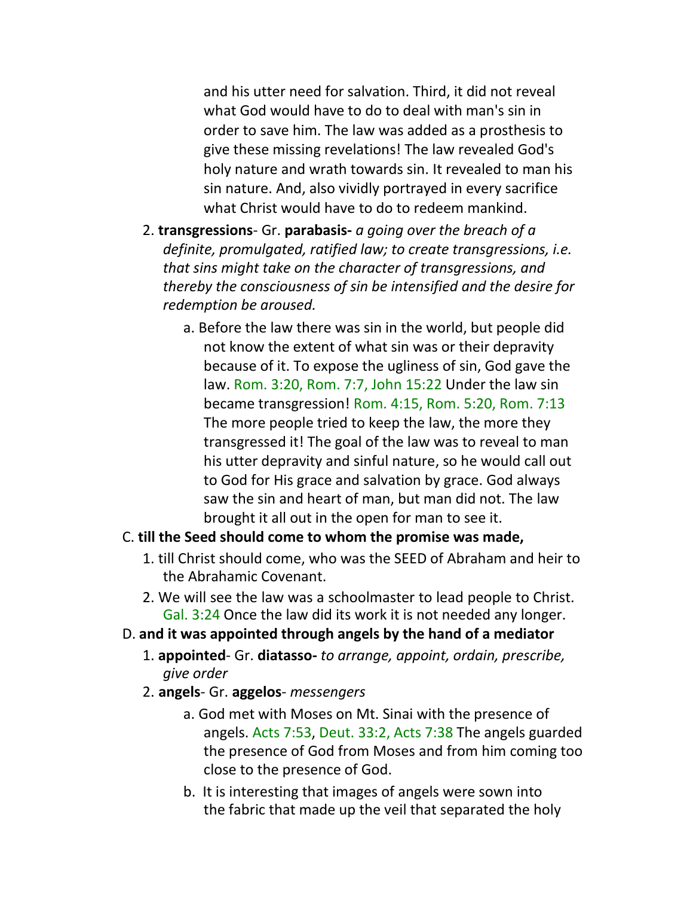and his utter need for salvation. Third, it did not reveal what God would have to do to deal with man's sin in order to save him. The law was added as a prosthesis to give these missing revelations! The law revealed God's holy nature and wrath towards sin. It revealed to man his sin nature. And, also vividly portrayed in every sacrifice what Christ would have to do to redeem mankind.

2. **transgressions**- Gr. **parabasis-** *a going over the breach of a definite, promulgated, ratified law; to create transgressions, i.e. that sins might take on the character of transgressions, and thereby the consciousness of sin be intensified and the desire for redemption be aroused.*
   a. Before the law there was sin in the world, but people did not know the extent of what sin was or their depravity because of it. To expose the ugliness of sin, God gave the law. Rom. 3:20, Rom. 7:7, John 15:22 Under the law sin became transgression! Rom. 4:15, Rom. 5:20, Rom. 7:13 The more people tried to keep the law, the more they transgressed it! The goal of the law was to reveal to man his utter depravity and sinful nature, so he would call out to God for His grace and salvation by grace. God always saw the sin and heart of man, but man did not. The law brought it all out in the open for man to see it.

C. **till the Seed should come to whom the promise was made,**
   1. till Christ should come, who was the SEED of Abraham and heir to the Abrahamic Covenant.
   2. We will see the law was a schoolmaster to lead people to Christ. Gal. 3:24 Once the law did its work it is not needed any longer.

D. **and it was appointed through angels by the hand of a mediator**
   1. **appointed**- Gr. **diatasso-** *to arrange, appoint, ordain, prescribe, give order*
   2. **angels**- Gr. **aggelos**- *messengers*
      a. God met with Moses on Mt. Sinai with the presence of angels. Acts 7:53, Deut. 33:2, Acts 7:38 The angels guarded the presence of God from Moses and from him coming too close to the presence of God.
      b. It is interesting that images of angels were sown into the fabric that made up the veil that separated the holy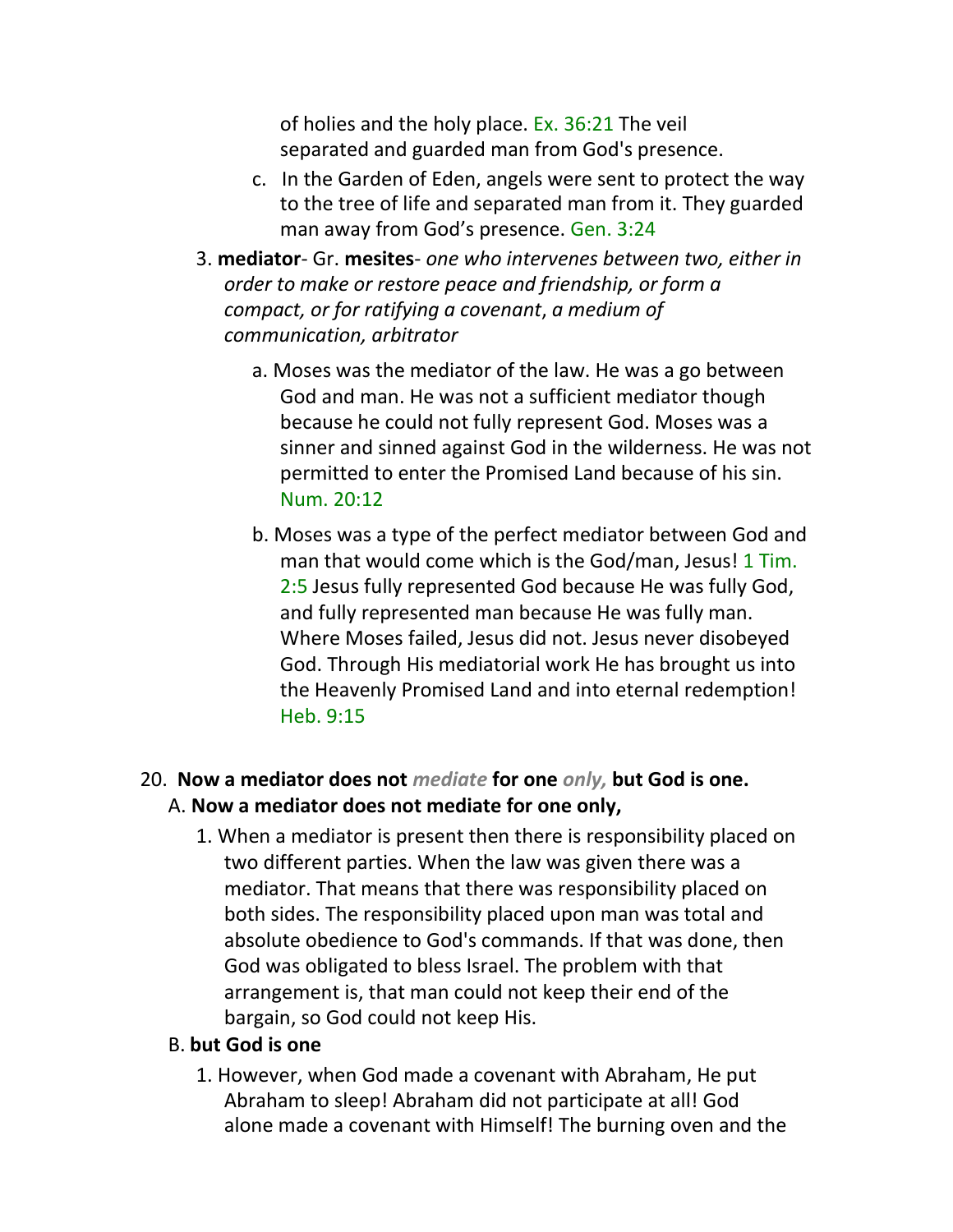of holies and the holy place. Ex. 36:21 The veil separated and guarded man from God's presence.

c. In the Garden of Eden, angels were sent to protect the way to the tree of life and separated man from it. They guarded man away from God's presence. Gen. 3:24

3. **mediator**- Gr. **mesites**- *one who intervenes between two, either in order to make or restore peace and friendship, or form a compact, or for ratifying a covenant*, *a medium of communication, arbitrator*

   a. Moses was the mediator of the law. He was a go between God and man. He was not a sufficient mediator though because he could not fully represent God. Moses was a sinner and sinned against God in the wilderness. He was not permitted to enter the Promised Land because of his sin. Num. 20:12

   b. Moses was a type of the perfect mediator between God and man that would come which is the God/man, Jesus! 1 Tim. 2:5 Jesus fully represented God because He was fully God, and fully represented man because He was fully man. Where Moses failed, Jesus did not. Jesus never disobeyed God. Through His mediatorial work He has brought us into the Heavenly Promised Land and into eternal redemption! Heb. 9:15

20. **Now a mediator does not** ***mediate*** **for one** ***only,*** **but God is one.**

A. **Now a mediator does not mediate for one only,**

1. When a mediator is present then there is responsibility placed on two different parties. When the law was given there was a mediator. That means that there was responsibility placed on both sides. The responsibility placed upon man was total and absolute obedience to God's commands. If that was done, then God was obligated to bless Israel. The problem with that arrangement is, that man could not keep their end of the bargain, so God could not keep His.

B. **but God is one**

1. However, when God made a covenant with Abraham, He put Abraham to sleep! Abraham did not participate at all! God alone made a covenant with Himself! The burning oven and the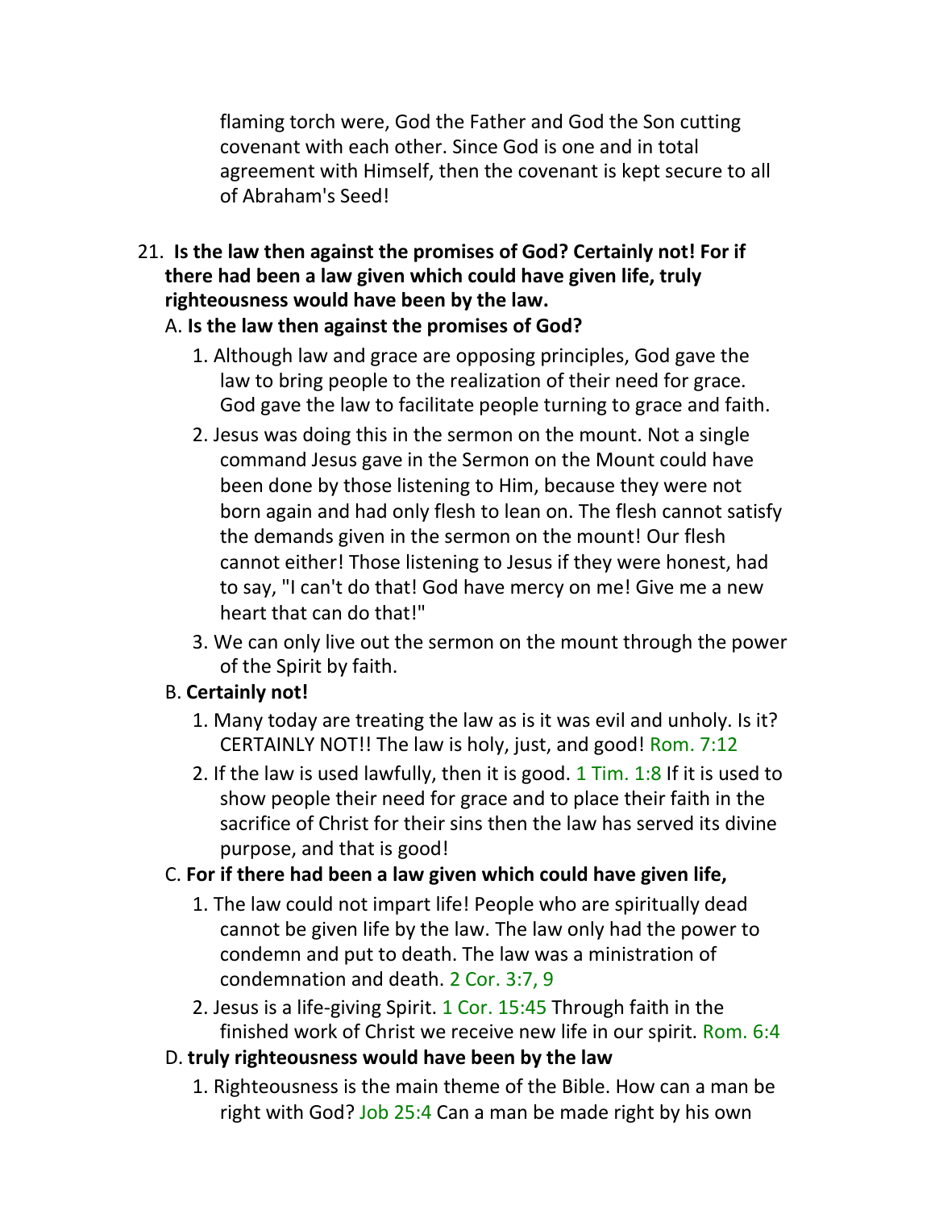flaming torch were, God the Father and God the Son cutting covenant with each other. Since God is one and in total agreement with Himself, then the covenant is kept secure to all of Abraham's Seed!

21. **Is the law then against the promises of God? Certainly not! For if there had been a law given which could have given life, truly righteousness would have been by the law.**

   A. **Is the law then against the promises of God?**

      1. Although law and grace are opposing principles, God gave the law to bring people to the realization of their need for grace. God gave the law to facilitate people turning to grace and faith.

      2. Jesus was doing this in the sermon on the mount. Not a single command Jesus gave in the Sermon on the Mount could have been done by those listening to Him, because they were not born again and had only flesh to lean on. The flesh cannot satisfy the demands given in the sermon on the mount! Our flesh cannot either! Those listening to Jesus if they were honest, had to say, "I can't do that! God have mercy on me! Give me a new heart that can do that!"

      3. We can only live out the sermon on the mount through the power of the Spirit by faith.

   B. **Certainly not!**

      1. Many today are treating the law as is it was evil and unholy. Is it? CERTAINLY NOT!! The law is holy, just, and good! Rom. 7:12

      2. If the law is used lawfully, then it is good. 1 Tim. 1:8 If it is used to show people their need for grace and to place their faith in the sacrifice of Christ for their sins then the law has served its divine purpose, and that is good!

   C. **For if there had been a law given which could have given life,**

      1. The law could not impart life! People who are spiritually dead cannot be given life by the law. The law only had the power to condemn and put to death. The law was a ministration of condemnation and death. 2 Cor. 3:7, 9

      2. Jesus is a life-giving Spirit. 1 Cor. 15:45 Through faith in the finished work of Christ we receive new life in our spirit. Rom. 6:4

   D. **truly righteousness would have been by the law**

      1. Righteousness is the main theme of the Bible. How can a man be right with God? Job 25:4 Can a man be made right by his own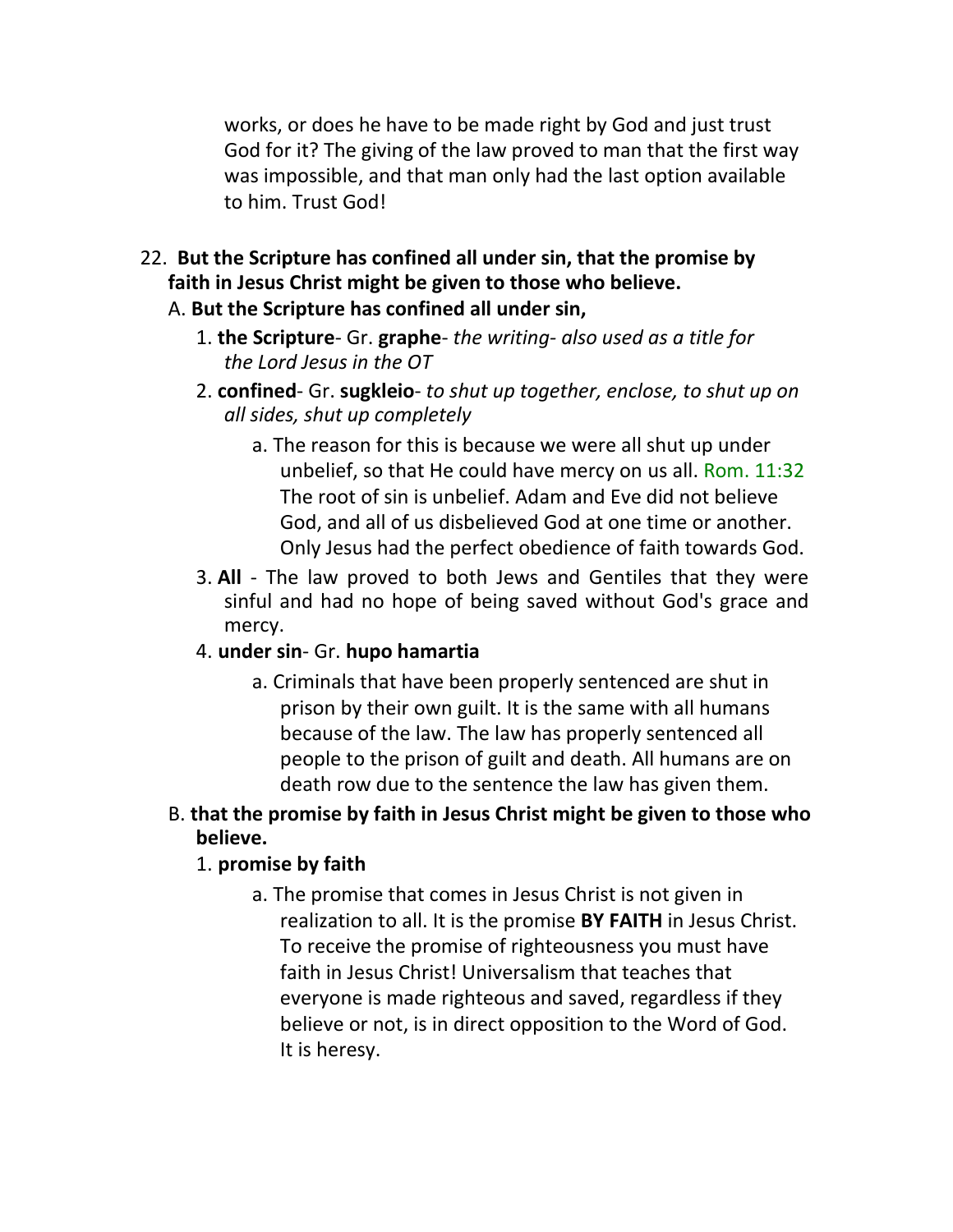works, or does he have to be made right by God and just trust God for it? The giving of the law proved to man that the first way was impossible, and that man only had the last option available to him. Trust God!

22. **But the Scripture has confined all under sin, that the promise by faith in Jesus Christ might be given to those who believe.**

    A. **But the Scripture has confined all under sin,**

    1. **the Scripture**- Gr. **graphe**- *the writing- also used as a title for the Lord Jesus in the OT*
    2. **confined**- Gr. **sugkleio**- *to shut up together, enclose, to shut up on all sides, shut up completely*
        a. The reason for this is because we were all shut up under unbelief, so that He could have mercy on us all. Rom. 11:32 The root of sin is unbelief. Adam and Eve did not believe God, and all of us disbelieved God at one time or another. Only Jesus had the perfect obedience of faith towards God.
    3. **All** - The law proved to both Jews and Gentiles that they were sinful and had no hope of being saved without God's grace and mercy.
    4. **under sin**- Gr. **hupo hamartia**
        a. Criminals that have been properly sentenced are shut in prison by their own guilt. It is the same with all humans because of the law. The law has properly sentenced all people to the prison of guilt and death. All humans are on death row due to the sentence the law has given them.

    B. **that the promise by faith in Jesus Christ might be given to those who believe.**

    1. **promise by faith**
        a. The promise that comes in Jesus Christ is not given in realization to all. It is the promise **BY FAITH** in Jesus Christ. To receive the promise of righteousness you must have faith in Jesus Christ! Universalism that teaches that everyone is made righteous and saved, regardless if they believe or not, is in direct opposition to the Word of God. It is heresy.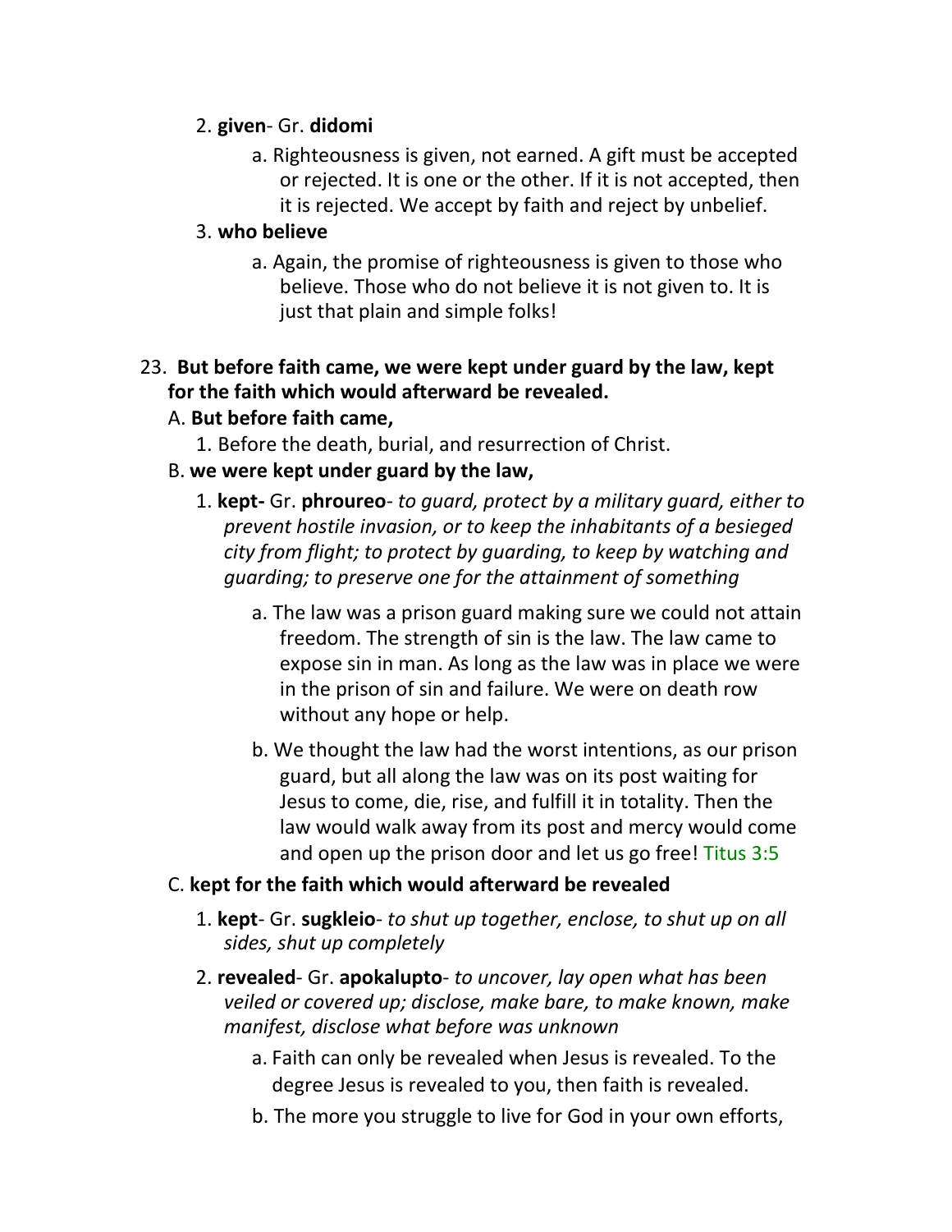2. **given**- Gr. **didomi**
    a. Righteousness is given, not earned. A gift must be accepted or rejected. It is one or the other. If it is not accepted, then it is rejected. We accept by faith and reject by unbelief.
3. **who believe**
    a. Again, the promise of righteousness is given to those who believe. Those who do not believe it is not given to. It is just that plain and simple folks!

23. **But before faith came, we were kept under guard by the law, kept for the faith which would afterward be revealed.**

A. **But before faith came,**

1. Before the death, burial, and resurrection of Christ.

B. **we were kept under guard by the law,**

1. **kept-** Gr. **phroureo**- *to guard, protect by a military guard, either to prevent hostile invasion, or to keep the inhabitants of a besieged city from flight; to protect by guarding, to keep by watching and guarding; to preserve one for the attainment of something*
    a. The law was a prison guard making sure we could not attain freedom. The strength of sin is the law. The law came to expose sin in man. As long as the law was in place we were in the prison of sin and failure. We were on death row without any hope or help.
    b. We thought the law had the worst intentions, as our prison guard, but all along the law was on its post waiting for Jesus to come, die, rise, and fulfill it in totality. Then the law would walk away from its post and mercy would come and open up the prison door and let us go free! Titus 3:5

C. **kept for the faith which would afterward be revealed**

1. **kept**- Gr. **sugkleio**- *to shut up together, enclose, to shut up on all sides, shut up completely*
2. **revealed**- Gr. **apokalupto**- *to uncover, lay open what has been veiled or covered up; disclose, make bare, to make known, make manifest, disclose what before was unknown*
    a. Faith can only be revealed when Jesus is revealed. To the degree Jesus is revealed to you, then faith is revealed.
    b. The more you struggle to live for God in your own efforts,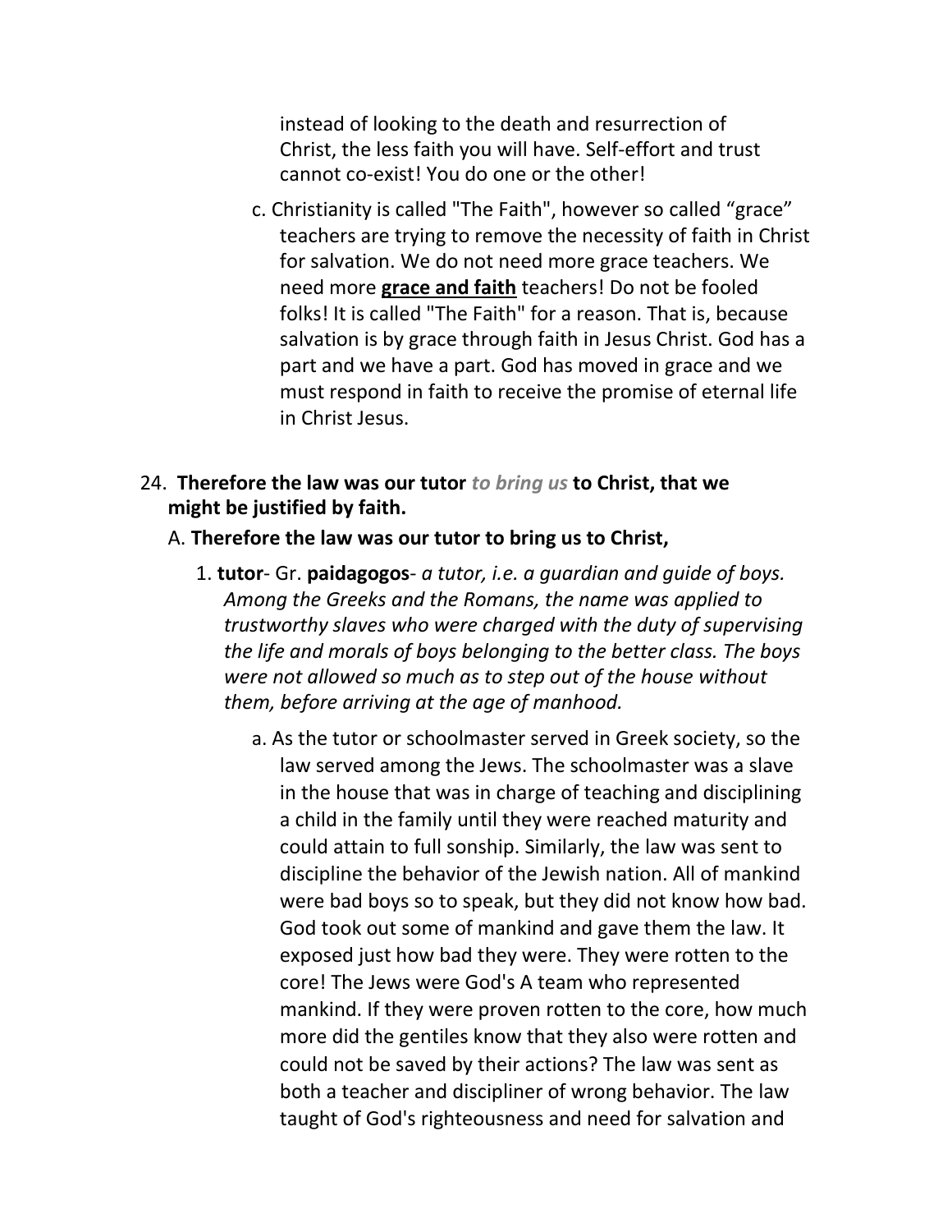instead of looking to the death and resurrection of Christ, the less faith you will have. Self-effort and trust cannot co-exist! You do one or the other!

c. Christianity is called "The Faith", however so called “grace” teachers are trying to remove the necessity of faith in Christ for salvation. We do not need more grace teachers. We need more **grace and faith** teachers! Do not be fooled folks! It is called "The Faith" for a reason. That is, because salvation is by grace through faith in Jesus Christ. God has a part and we have a part. God has moved in grace and we must respond in faith to receive the promise of eternal life in Christ Jesus.

24. **Therefore the law was our tutor** ***to bring us*** **to Christ, that we might be justified by faith.**

A. **Therefore the law was our tutor to bring us to Christ,**

1. **tutor**- Gr. **paidagogos**- *a tutor, i.e. a guardian and guide of boys. Among the Greeks and the Romans, the name was applied to trustworthy slaves who were charged with the duty of supervising the life and morals of boys belonging to the better class. The boys were not allowed so much as to step out of the house without them, before arriving at the age of manhood.*

a. As the tutor or schoolmaster served in Greek society, so the law served among the Jews. The schoolmaster was a slave in the house that was in charge of teaching and disciplining a child in the family until they were reached maturity and could attain to full sonship. Similarly, the law was sent to discipline the behavior of the Jewish nation. All of mankind were bad boys so to speak, but they did not know how bad. God took out some of mankind and gave them the law. It exposed just how bad they were. They were rotten to the core! The Jews were God's A team who represented mankind. If they were proven rotten to the core, how much more did the gentiles know that they also were rotten and could not be saved by their actions? The law was sent as both a teacher and discipliner of wrong behavior. The law taught of God's righteousness and need for salvation and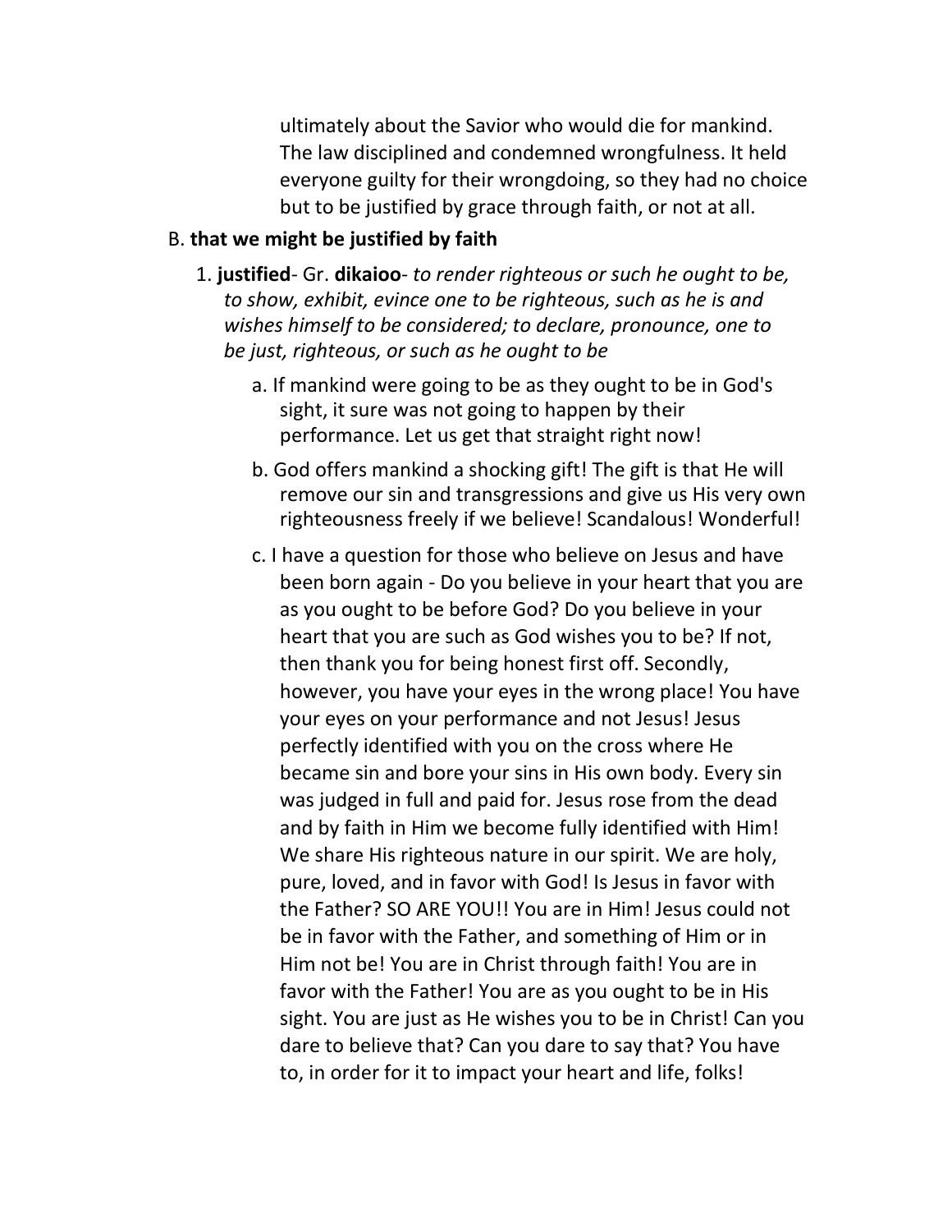ultimately about the Savior who would die for mankind. The law disciplined and condemned wrongfulness. It held everyone guilty for their wrongdoing, so they had no choice but to be justified by grace through faith, or not at all.

B. **that we might be justified by faith**

1. **justified**- Gr. **dikaioo**- *to render righteous or such he ought to be, to show, exhibit, evince one to be righteous, such as he is and wishes himself to be considered; to declare, pronounce, one to be just, righteous, or such as he ought to be*

   a. If mankind were going to be as they ought to be in God's sight, it sure was not going to happen by their performance. Let us get that straight right now!

   b. God offers mankind a shocking gift! The gift is that He will remove our sin and transgressions and give us His very own righteousness freely if we believe! Scandalous! Wonderful!

   c. I have a question for those who believe on Jesus and have been born again - Do you believe in your heart that you are as you ought to be before God? Do you believe in your heart that you are such as God wishes you to be? If not, then thank you for being honest first off. Secondly, however, you have your eyes in the wrong place! You have your eyes on your performance and not Jesus! Jesus perfectly identified with you on the cross where He became sin and bore your sins in His own body. Every sin was judged in full and paid for. Jesus rose from the dead and by faith in Him we become fully identified with Him! We share His righteous nature in our spirit. We are holy, pure, loved, and in favor with God! Is Jesus in favor with the Father? SO ARE YOU!! You are in Him! Jesus could not be in favor with the Father, and something of Him or in Him not be! You are in Christ through faith! You are in favor with the Father! You are as you ought to be in His sight. You are just as He wishes you to be in Christ! Can you dare to believe that? Can you dare to say that? You have to, in order for it to impact your heart and life, folks!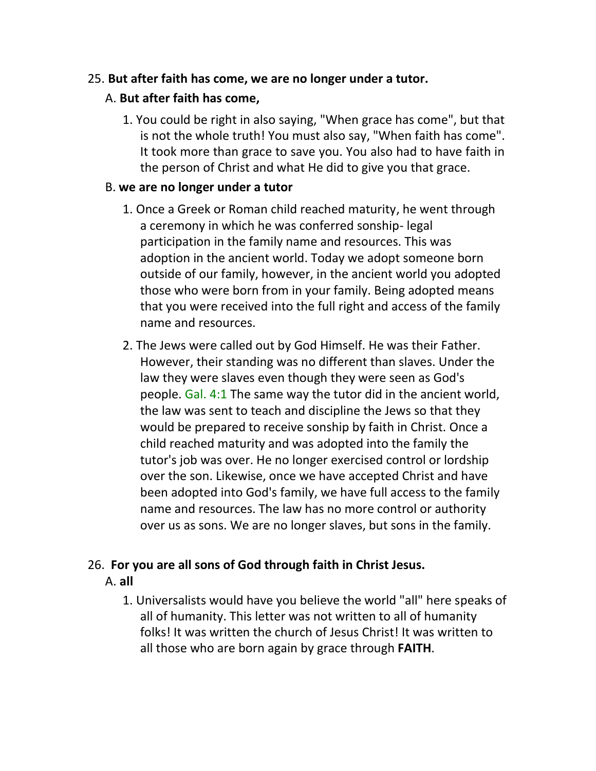25. **But after faith has come, we are no longer under a tutor.**

A. **But after faith has come,**

1. You could be right in also saying, "When grace has come", but that is not the whole truth! You must also say, "When faith has come". It took more than grace to save you. You also had to have faith in the person of Christ and what He did to give you that grace.

B. **we are no longer under a tutor**

1. Once a Greek or Roman child reached maturity, he went through a ceremony in which he was conferred sonship- legal participation in the family name and resources. This was adoption in the ancient world. Today we adopt someone born outside of our family, however, in the ancient world you adopted those who were born from in your family. Being adopted means that you were received into the full right and access of the family name and resources.

2. The Jews were called out by God Himself. He was their Father. However, their standing was no different than slaves. Under the law they were slaves even though they were seen as God's people. Gal. 4:1 The same way the tutor did in the ancient world, the law was sent to teach and discipline the Jews so that they would be prepared to receive sonship by faith in Christ. Once a child reached maturity and was adopted into the family the tutor's job was over. He no longer exercised control or lordship over the son. Likewise, once we have accepted Christ and have been adopted into God's family, we have full access to the family name and resources. The law has no more control or authority over us as sons. We are no longer slaves, but sons in the family.

26. **For you are all sons of God through faith in Christ Jesus.**

A. **all**

1. Universalists would have you believe the world "all" here speaks of all of humanity. This letter was not written to all of humanity folks! It was written the church of Jesus Christ! It was written to all those who are born again by grace through **FAITH**.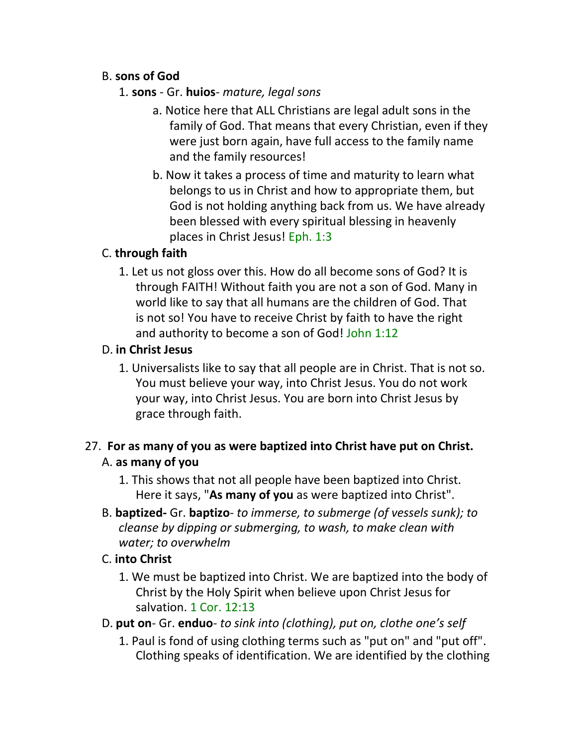B. **sons of God**

1. **sons** - Gr. **huios**- *mature, legal sons*

    a. Notice here that ALL Christians are legal adult sons in the family of God. That means that every Christian, even if they were just born again, have full access to the family name and the family resources!

    b. Now it takes a process of time and maturity to learn what belongs to us in Christ and how to appropriate them, but God is not holding anything back from us. We have already been blessed with every spiritual blessing in heavenly places in Christ Jesus! Eph. 1:3

C. **through faith**

1. Let us not gloss over this. How do all become sons of God? It is through FAITH! Without faith you are not a son of God. Many in world like to say that all humans are the children of God. That is not so! You have to receive Christ by faith to have the right and authority to become a son of God! John 1:12

D. **in Christ Jesus**

1. Universalists like to say that all people are in Christ. That is not so. You must believe your way, into Christ Jesus. You do not work your way, into Christ Jesus. You are born into Christ Jesus by grace through faith.

27. **For as many of you as were baptized into Christ have put on Christ.**

A. **as many of you**

1. This shows that not all people have been baptized into Christ. Here it says, "**As many of you** as were baptized into Christ".

B. **baptized-** Gr. **baptizo**- *to immerse, to submerge (of vessels sunk); to cleanse by dipping or submerging, to wash, to make clean with water; to overwhelm*

C. **into Christ**

1. We must be baptized into Christ. We are baptized into the body of Christ by the Holy Spirit when believe upon Christ Jesus for salvation. 1 Cor. 12:13

D. **put on**- Gr. **enduo**- *to sink into (clothing), put on, clothe one's self*

1. Paul is fond of using clothing terms such as "put on" and "put off". Clothing speaks of identification. We are identified by the clothing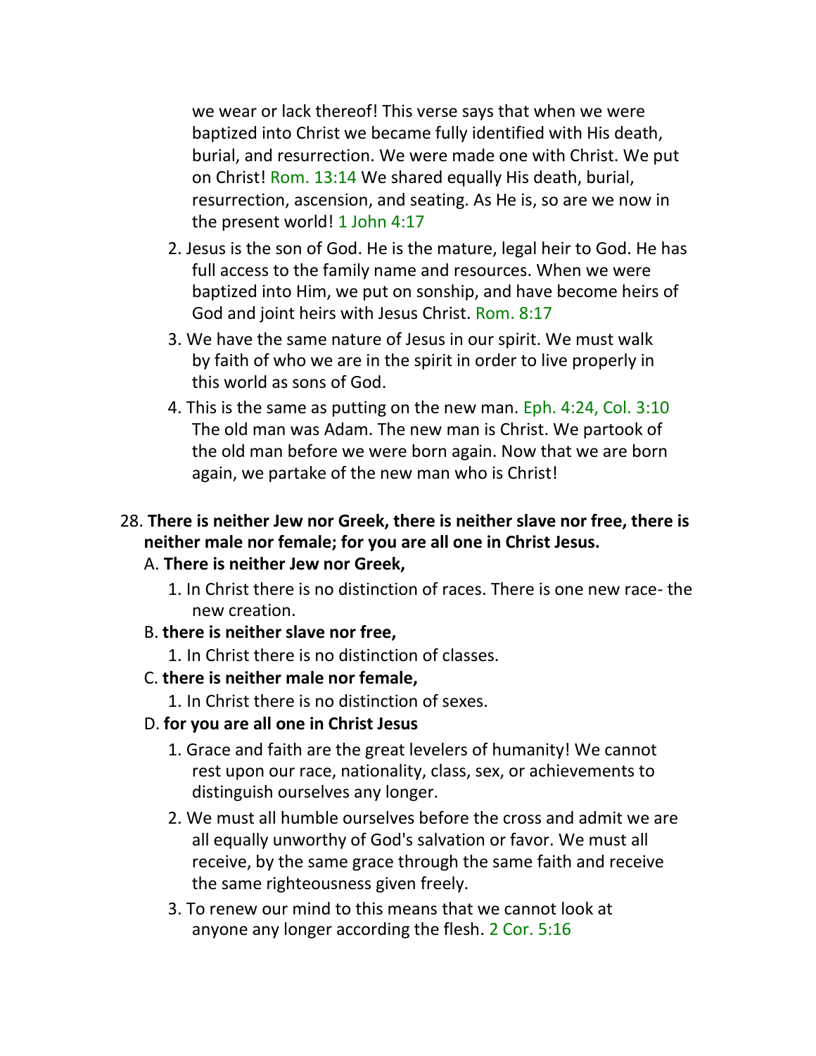we wear or lack thereof! This verse says that when we were baptized into Christ we became fully identified with His death, burial, and resurrection. We were made one with Christ. We put on Christ! Rom. 13:14 We shared equally His death, burial, resurrection, ascension, and seating. As He is, so are we now in the present world! 1 John 4:17

2. Jesus is the son of God. He is the mature, legal heir to God. He has full access to the family name and resources. When we were baptized into Him, we put on sonship, and have become heirs of God and joint heirs with Jesus Christ. Rom. 8:17
3. We have the same nature of Jesus in our spirit. We must walk by faith of who we are in the spirit in order to live properly in this world as sons of God.
4. This is the same as putting on the new man. Eph. 4:24, Col. 3:10 The old man was Adam. The new man is Christ. We partook of the old man before we were born again. Now that we are born again, we partake of the new man who is Christ!

28. **There is neither Jew nor Greek, there is neither slave nor free, there is neither male nor female; for you are all one in Christ Jesus.**

A. **There is neither Jew nor Greek,**

1. In Christ there is no distinction of races. There is one new race- the new creation.

B. **there is neither slave nor free,**

1. In Christ there is no distinction of classes.

C. **there is neither male nor female,**

1. In Christ there is no distinction of sexes.

D. **for you are all one in Christ Jesus**

1. Grace and faith are the great levelers of humanity! We cannot rest upon our race, nationality, class, sex, or achievements to distinguish ourselves any longer.
2. We must all humble ourselves before the cross and admit we are all equally unworthy of God's salvation or favor. We must all receive, by the same grace through the same faith and receive the same righteousness given freely.
3. To renew our mind to this means that we cannot look at anyone any longer according the flesh. 2 Cor. 5:16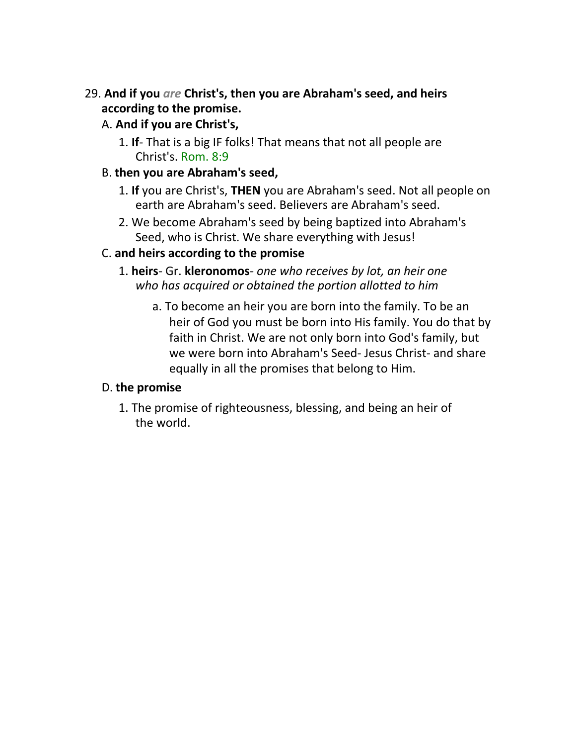29. **And if you *are* Christ's, then you are Abraham's seed, and heirs according to the promise.**

   A. **And if you are Christ's,**

      1. **If**- That is a big IF folks! That means that not all people are Christ's. Rom. 8:9

   B. **then you are Abraham's seed,**

      1. **If** you are Christ's, **THEN** you are Abraham's seed. Not all people on earth are Abraham's seed. Believers are Abraham's seed.

      2. We become Abraham's seed by being baptized into Abraham's Seed, who is Christ. We share everything with Jesus!

   C. **and heirs according to the promise**

      1. **heirs**- Gr. **kleronomos**- *one who receives by lot, an heir one who has acquired or obtained the portion allotted to him*

         a. To become an heir you are born into the family. To be an heir of God you must be born into His family. You do that by faith in Christ. We are not only born into God's family, but we were born into Abraham's Seed- Jesus Christ- and share equally in all the promises that belong to Him.

   D. **the promise**

      1. The promise of righteousness, blessing, and being an heir of the world.